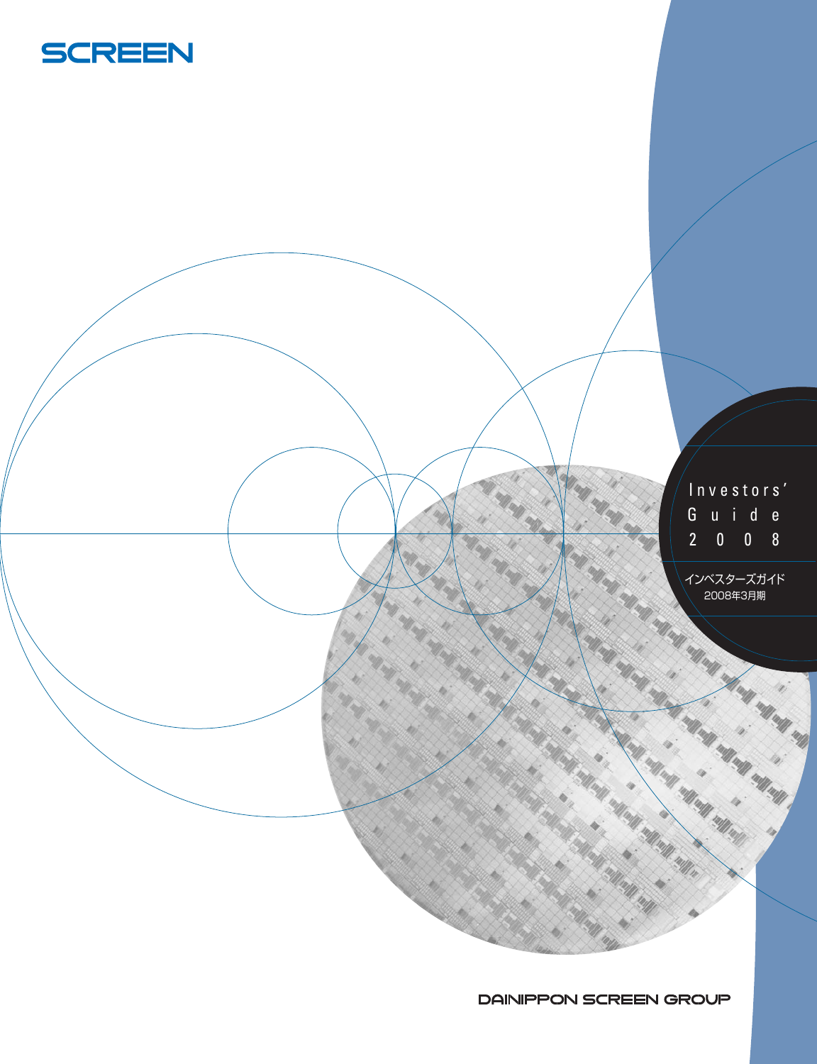SCREEN

# Investors' Guide 2008

インベスターズガイド
2008年3月期

DAINIPPON SCREEN GROUP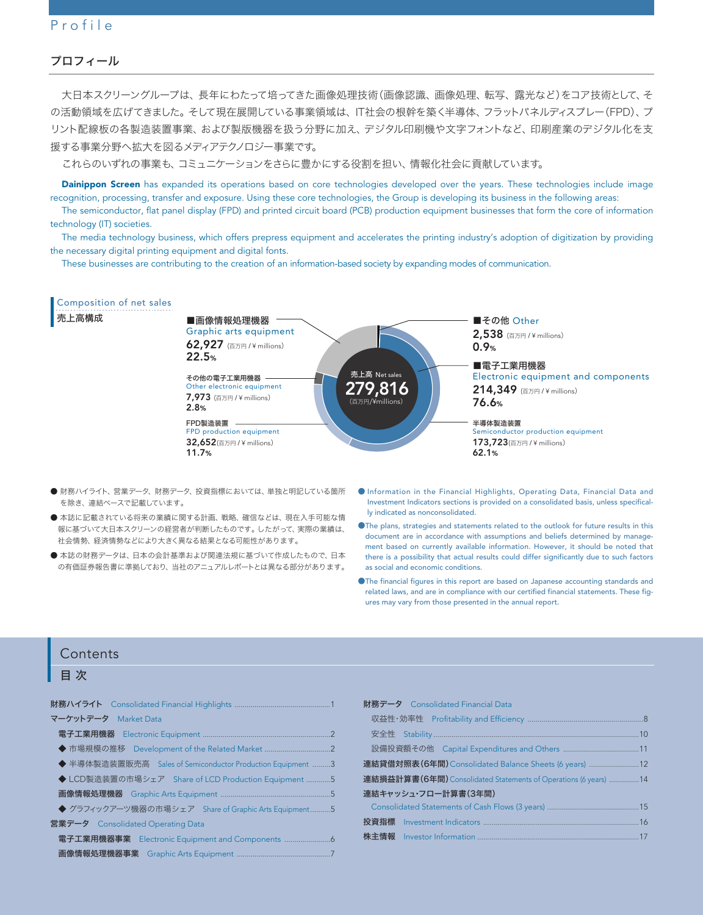# Profile

## プロフィール

大日本スクリーングループは、長年にわたって培ってきた画像処理技術（画像認識、画像処理、転写、露光など）をコア技術として、その活動領域を広げてきました。そして現在展開している事業領域は、IT社会の根幹を築く半導体、フラットパネルディスプレー（FPD）、プリント配線板の各製造装置事業、および製版機器を扱う分野に加え、デジタル印刷機や文字フォントなど、印刷産業のデジタル化を支援する事業分野へ拡大を図るメディアテクノロジー事業です。

これらのいずれの事業も、コミュニケーションをさらに豊かにする役割を担い、情報化社会に貢献しています。

**Dainippon Screen** has expanded its operations based on core technologies developed over the years. These technologies include image recognition, processing, transfer and exposure. Using these core technologies, the Group is developing its business in the following areas:

The semiconductor, flat panel display (FPD) and printed circuit board (PCB) production equipment businesses that form the core of information technology (IT) societies.

The media technology business, which offers prepress equipment and accelerates the printing industry's adoption of digitization by providing the necessary digital printing equipment and digital fonts.

These businesses are contributing to the creation of an information-based society by expanding modes of communication.

### Composition of net sales
### 売上高構成

売上高 Net sales **279,816** (百万円/¥millions)

| Segment | Amount (百万円 / ¥ millions) | % |
|---|---|---|
| ■画像情報処理機器 Graphic arts equipment | 62,927 | 22.5% |
| ■その他 Other | 2,538 | 0.9% |
| ■電子工業用機器 Electronic equipment and components | 214,349 | 76.6% |
| 半導体製造装置 Semiconductor production equipment | 173,723 | 62.1% |
| FPD製造装置 FPD production equipment | 32,652 | 11.7% |
| その他の電子工業用機器 Other electronic equipment | 7,973 | 2.8% |

- 財務ハイライト、営業データ、財務データ、投資指標においては、単独と明記している箇所を除き、連結ベースで記載しています。
- 本誌に記載されている将来の業績に関する計画、戦略、確信などは、現在入手可能な情報に基づいて大日本スクリーンの経営者が判断したものです。したがって、実際の業績は、社会情勢、経済情勢などにより大きく異なる結果となる可能性があります。
- 本誌の財務データは、日本の会計基準および関連法規に基づいて作成したもので、日本の有価証券報告書に準拠しており、当社のアニュアルレポートとは異なる部分があります。

- Information in the Financial Highlights, Operating Data, Financial Data and Investment Indicators sections is provided on a consolidated basis, unless specifically indicated as nonconsolidated.
- The plans, strategies and statements related to the outlook for future results in this document are in accordance with assumptions and beliefs determined by management based on currently available information. However, it should be noted that there is a possibility that actual results could differ significantly due to such factors as social and economic conditions.
- The financial figures in this report are based on Japanese accounting standards and related laws, and are in compliance with our certified financial statements. These figures may vary from those presented in the annual report.

## Contents
## 目 次

- 財務ハイライト Consolidated Financial Highlights ....1
- マーケットデータ Market Data
  - 電子工業用機器 Electronic Equipment ....2
    - ◆ 市場規模の推移 Development of the Related Market ....2
    - ◆ 半導体製造装置販売高 Sales of Semiconductor Production Equipment ....3
    - ◆ LCD製造装置の市場シェア Share of LCD Production Equipment ....5
  - 画像情報処理機器 Graphic Arts Equipment ....5
    - ◆ グラフィックアーツ機器の市場シェア Share of Graphic Arts Equipment ....5
- 営業データ Consolidated Operating Data
  - 電子工業用機器事業 Electronic Equipment and Components ....6
  - 画像情報処理機器事業 Graphic Arts Equipment ....7
- 財務データ Consolidated Financial Data
  - 収益性･効率性 Profitability and Efficiency ....8
  - 安全性 Stability ....10
  - 設備投資額その他 Capital Expenditures and Others ....11
- 連結貸借対照表(6年間) Consolidated Balance Sheets (6 years) ....12
- 連結損益計算書(6年間) Consolidated Statements of Operations (6 years) ....14
- 連結キャッシュ･フロー計算書(3年間) Consolidated Statements of Cash Flows (3 years) ....15
- 投資指標 Investment Indicators ....16
- 株主情報 Investor Information ....17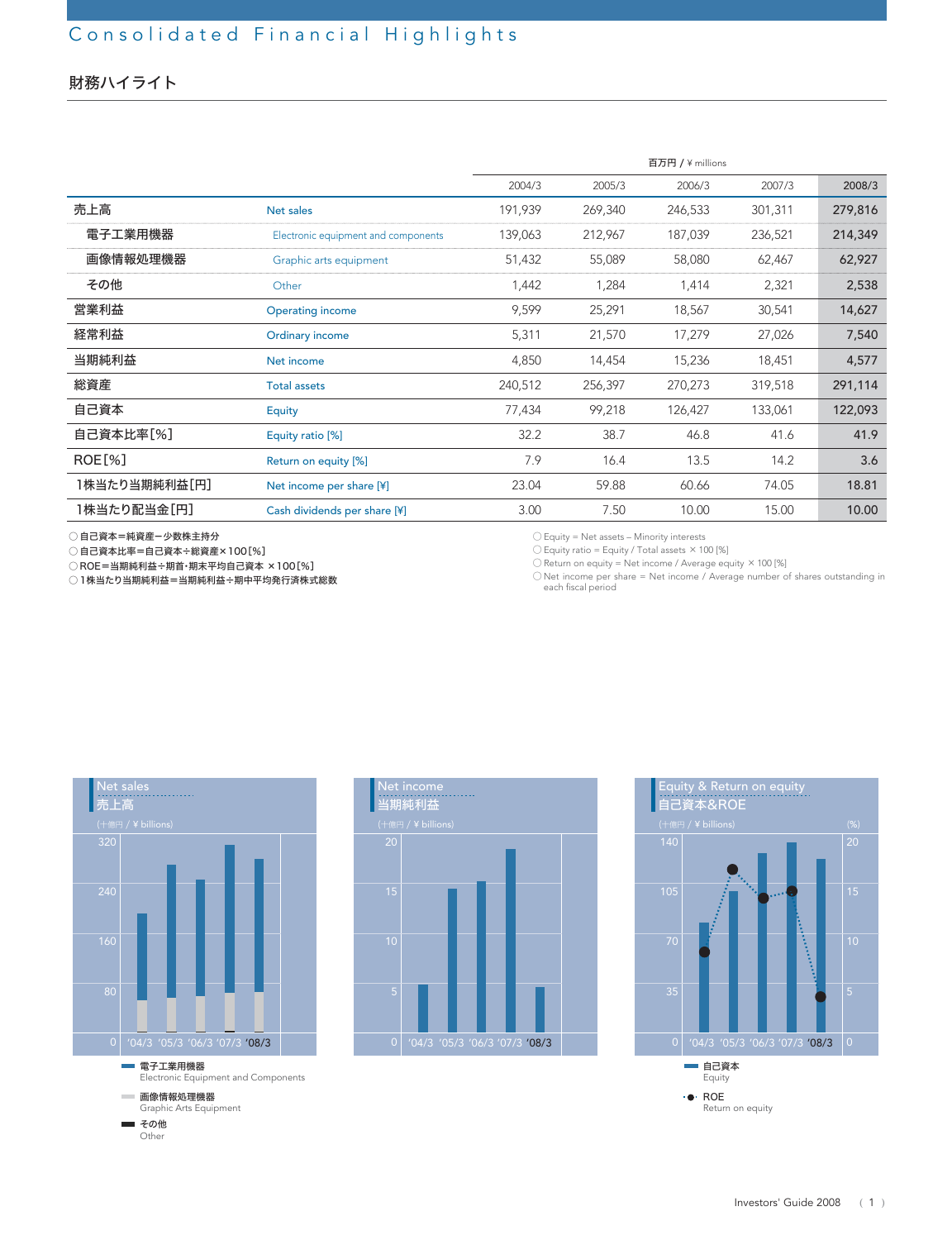# Consolidated Financial Highlights

## 財務ハイライト

百万円 / ¥ millions

| | | 2004/3 | 2005/3 | 2006/3 | 2007/3 | 2008/3 |
|---|---|---|---|---|---|---|
| 売上高 | Net sales | 191,939 | 269,340 | 246,533 | 301,311 | 279,816 |
| 電子工業用機器 | Electronic equipment and components | 139,063 | 212,967 | 187,039 | 236,521 | 214,349 |
| 画像情報処理機器 | Graphic arts equipment | 51,432 | 55,089 | 58,080 | 62,467 | 62,927 |
| その他 | Other | 1,442 | 1,284 | 1,414 | 2,321 | 2,538 |
| 営業利益 | Operating income | 9,599 | 25,291 | 18,567 | 30,541 | 14,627 |
| 経常利益 | Ordinary income | 5,311 | 21,570 | 17,279 | 27,026 | 7,540 |
| 当期純利益 | Net income | 4,850 | 14,454 | 15,236 | 18,451 | 4,577 |
| 総資産 | Total assets | 240,512 | 256,397 | 270,273 | 319,518 | 291,114 |
| 自己資本 | Equity | 77,434 | 99,218 | 126,427 | 133,061 | 122,093 |
| 自己資本比率[%] | Equity ratio [%] | 32.2 | 38.7 | 46.8 | 41.6 | 41.9 |
| ROE[%] | Return on equity [%] | 7.9 | 16.4 | 13.5 | 14.2 | 3.6 |
| 1株当たり当期純利益[円] | Net income per share [¥] | 23.04 | 59.88 | 60.66 | 74.05 | 18.81 |
| 1株当たり配当金[円] | Cash dividends per share [¥] | 3.00 | 7.50 | 10.00 | 15.00 | 10.00 |

○自己資本＝純資産ー少数株主持分
○自己資本比率＝自己資本÷総資産×100[%]
○ROE＝当期純利益÷期首・期末平均自己資本 ×100[%]
○1株当たり当期純利益＝当期純利益÷期中平均発行済株式総数

○ Equity = Net assets – Minority interests
○ Equity ratio = Equity / Total assets × 100 [%]
○ Return on equity = Net income / Average equity × 100 [%]
○ Net income per share = Net income / Average number of shares outstanding in each fiscal period

Net sales
売上高
(十億円 / ¥ billions)

■ 電子工業用機器 Electronic Equipment and Components
■ 画像情報処理機器 Graphic Arts Equipment
■ その他 Other

Net income
当期純利益
(十億円 / ¥ billions)

Equity & Return on equity
自己資本&ROE
(十億円 / ¥ billions) (%)

■ 自己資本 Equity
● ROE Return on equity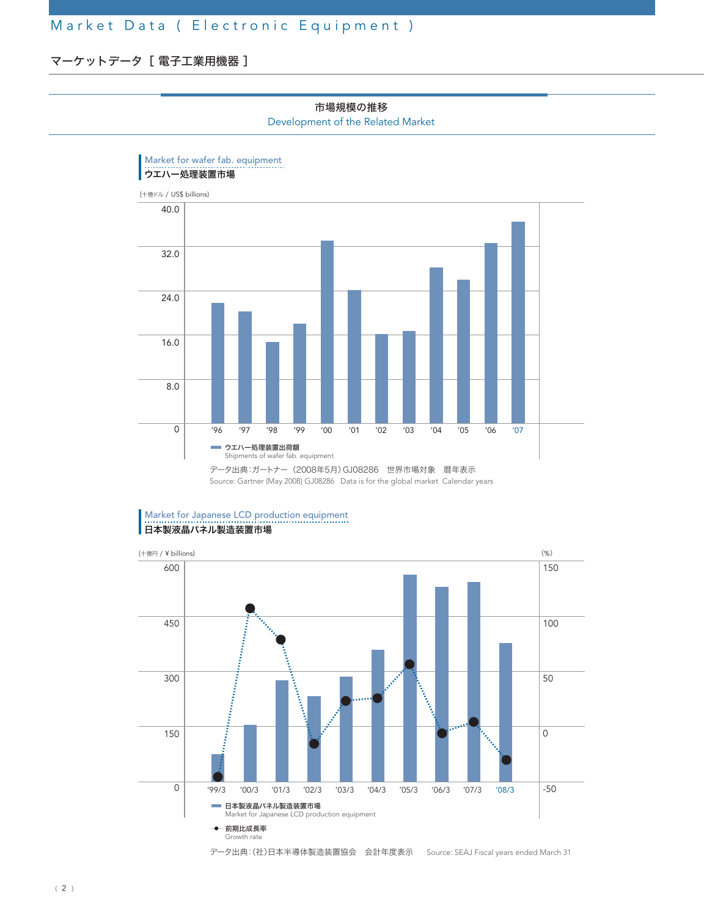# Market Data ( Electronic Equipment )

## マーケットデータ ［ 電子工業用機器 ］

### 市場規模の推移
Development of the Related Market

#### Market for wafer fab. equipment
ウエハー処理装置市場

(十億ドル / US$ billions)

40.0
32.0
24.0
16.0
8.0
0

'96 '97 '98 '99 '00 '01 '02 '03 '04 '05 '06 '07

ウエハー処理装置出荷額
Shipments of wafer fab. equipment

データ出典：ガートナー（2008年5月）GJ08286　世界市場対象　暦年表示
Source: Gartner (May 2008) GJ08286　Data is for the global market　Calendar years

#### Market for Japanese LCD production equipment
日本製液晶パネル製造装置市場

(十億円 / ¥ billions)　　(%)

600　150
450　100
300　50
150　0
0　-50

'99/3 '00/3 '01/3 '02/3 '03/3 '04/3 '05/3 '06/3 '07/3 '08/3

日本製液晶パネル製造装置市場
Market for Japanese LCD production equipment

前期比成長率
Growth rate

データ出典：(社)日本半導体製造装置協会　会計年度表示　　Source: SEAJ Fiscal years ended March 31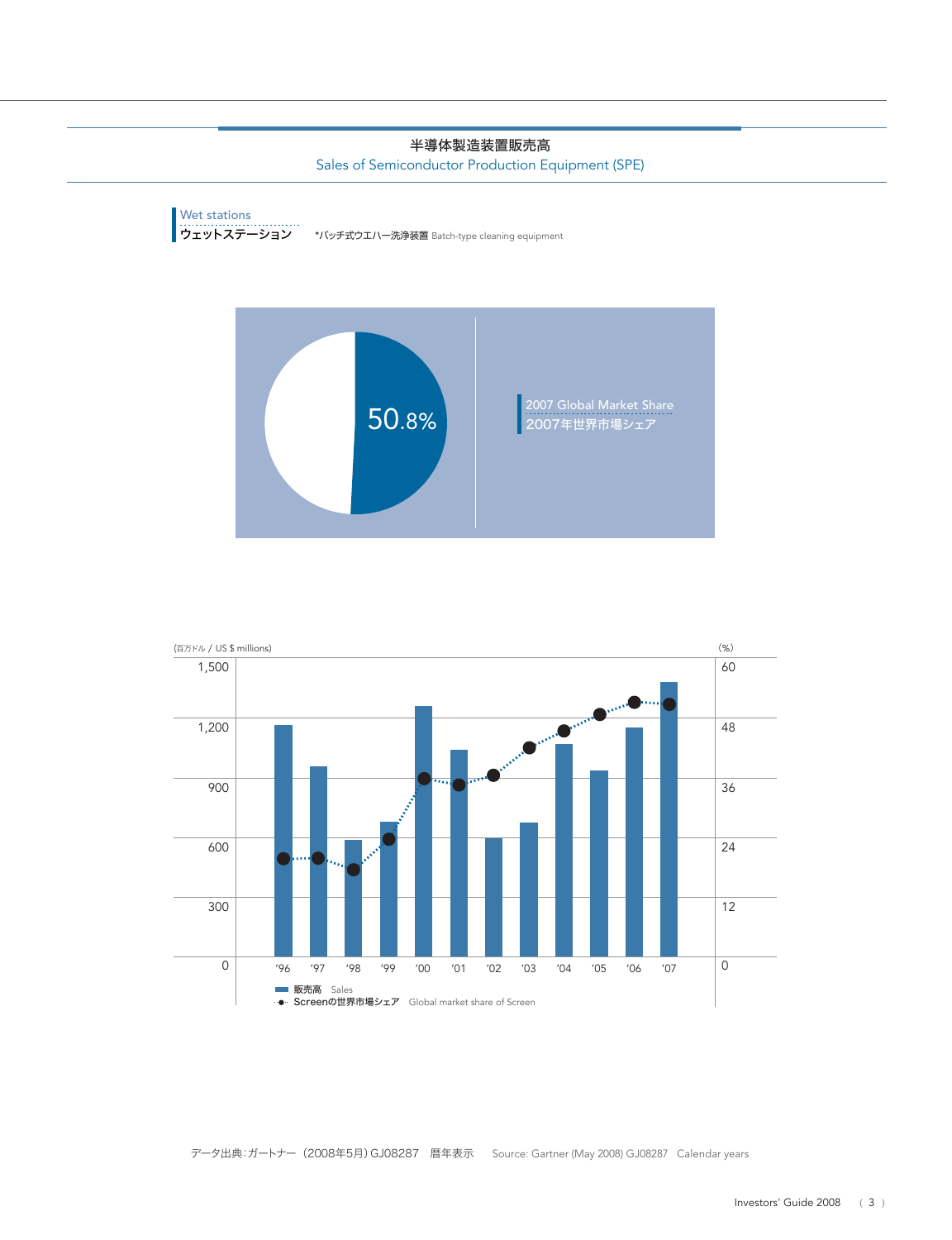## 半導体製造装置販売高
## Sales of Semiconductor Production Equipment (SPE)

**Wet stations**
**ウェットステーション**

*バッチ式ウエハー洗浄装置 Batch-type cleaning equipment

50.8%

2007 Global Market Share
2007年世界市場シェア

(百万ドル / US $ millions) (%)

1,500 / 1,200 / 900 / 600 / 300 / 0

60 / 48 / 36 / 24 / 12 / 0

'96 '97 '98 '99 '00 '01 '02 '03 '04 '05 '06 '07

販売高 Sales
Screenの世界市場シェア Global market share of Screen

データ出典:ガートナー（2008年5月）GJ08287 暦年表示 Source: Gartner (May 2008) GJ08287 Calendar years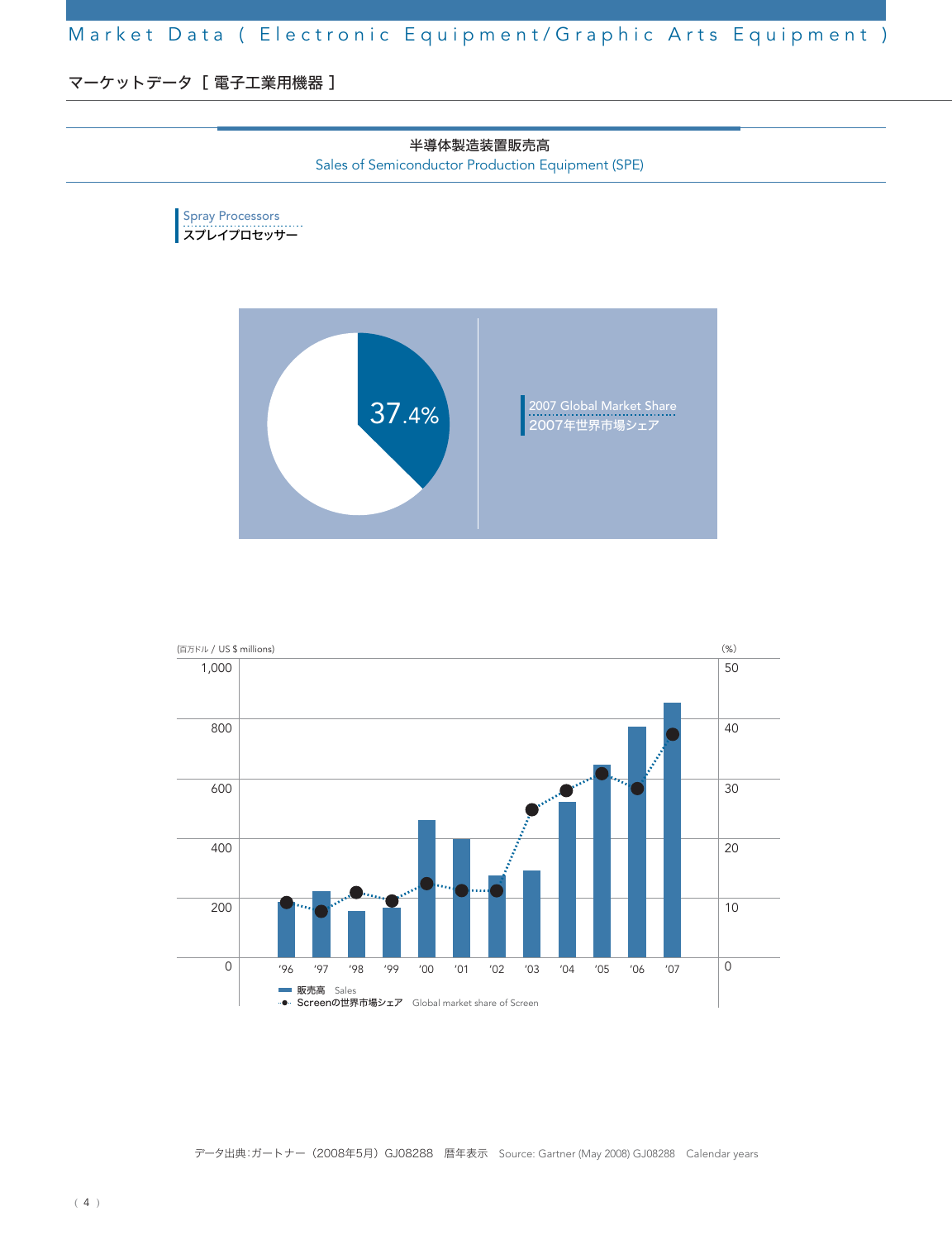## Market Data ( Electronic Equipment/Graphic Arts Equipment )

## マーケットデータ ［ 電子工業用機器 ］

### 半導体製造装置販売高
### Sales of Semiconductor Production Equipment (SPE)

**Spray Processors**
**スプレイプロセッサー**

37.4%

2007 Global Market Share
2007年世界市場シェア

(百万ドル / US $ millions) (%)

1,000 / 800 / 600 / 400 / 200 / 0 — 50 / 40 / 30 / 20 / 10 / 0

'96 '97 '98 '99 '00 '01 '02 '03 '04 '05 '06 '07

販売高 Sales
Screenの世界市場シェア Global market share of Screen

データ出典:ガートナー（2008年5月）GJ08288　暦年表示　Source: Gartner (May 2008) GJ08288　Calendar years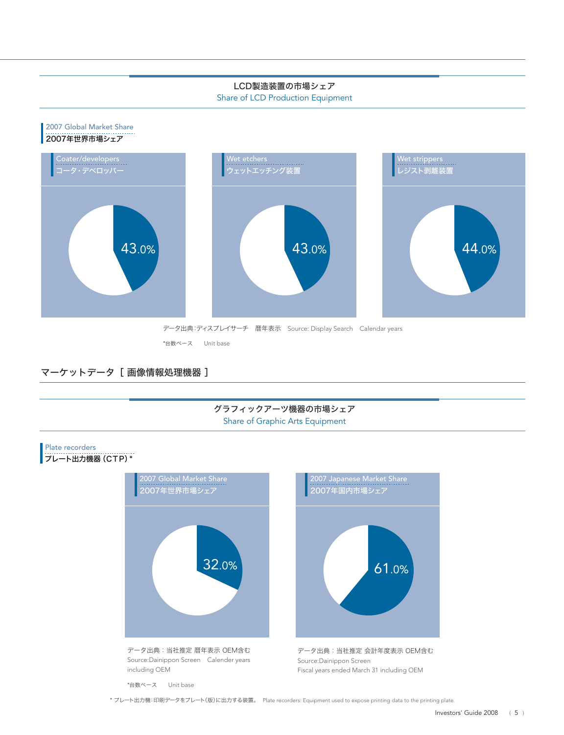## LCD製造装置の市場シェア
## Share of LCD Production Equipment

### 2007 Global Market Share
### 2007年世界市場シェア

| Coater/developers コータ・デベロッパー | Wet etchers ウェットエッチング装置 | Wet strippers レジスト剥離装置 |
|---|---|---|
| 43.0% | 43.0% | 44.0% |

データ出典:ディスプレイサーチ　暦年表示　Source: Display Search　Calendar years

*台数ベース　Unit base

## マーケットデータ [ 画像情報処理機器 ]

## グラフィックアーツ機器の市場シェア
## Share of Graphic Arts Equipment

### Plate recorders
### プレート出力機器 (CTP) *

| 2007 Global Market Share 2007年世界市場シェア | 2007 Japanese Market Share 2007年国内市場シェア |
|---|---|
| 32.0% | 61.0% |

データ出典：当社推定 暦年表示 OEM含む
Source:Dainippon Screen　Calender years including OEM

データ出典：当社推定 会計年度表示 OEM含む
Source:Dainippon Screen
Fiscal years ended March 31 including OEM

*台数ベース　Unit base

* プレート出力機:印刷データをプレート(版)に出力する装置。　Plate recorders: Equipment used to expose printing data to the printing plate.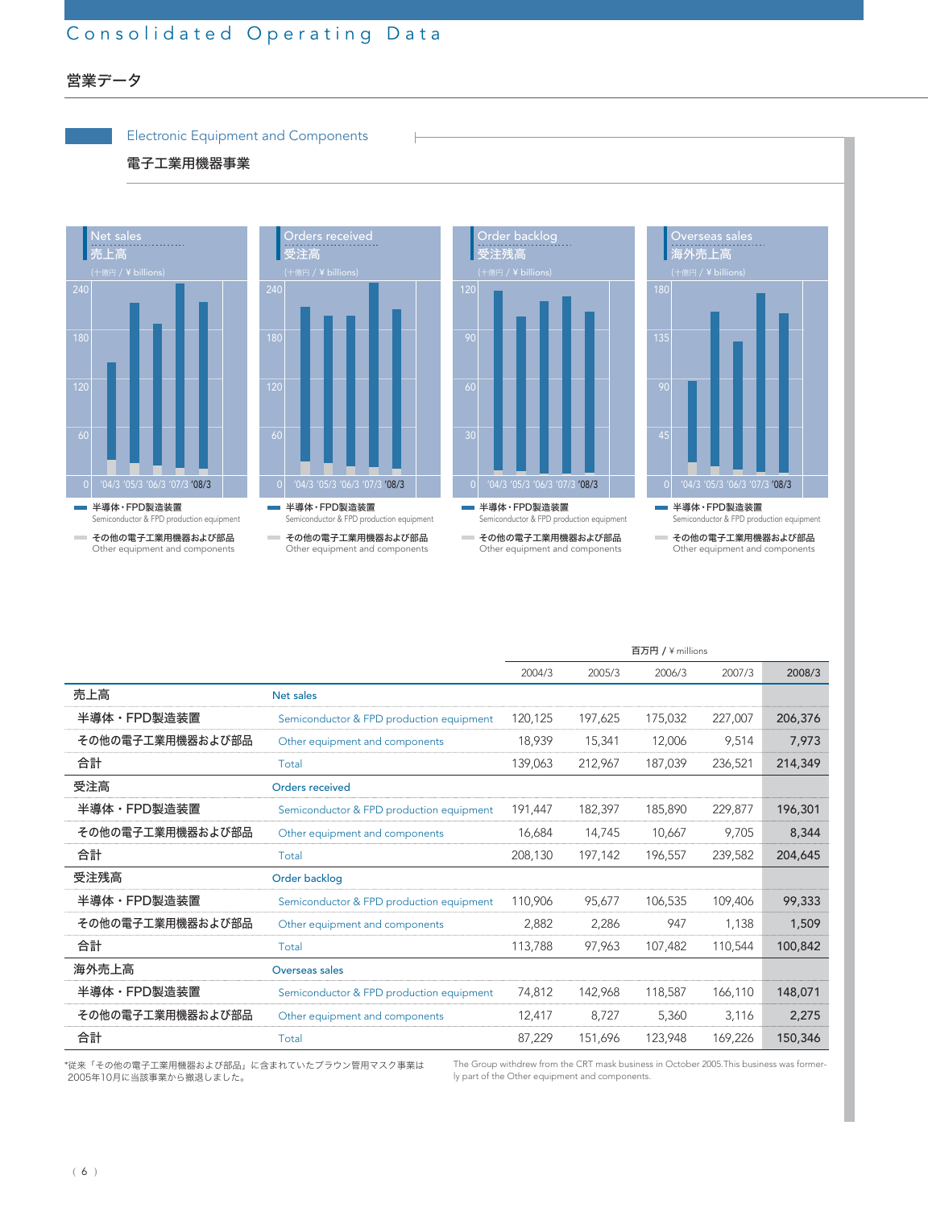# Consolidated Operating Data

## 営業データ

### Electronic Equipment and Components

### 電子工業用機器事業

Net sales 売上高 (十億円 / ¥ billions)

Orders received 受注高 (十億円 / ¥ billions)

Order backlog 受注残高 (十億円 / ¥ billions)

Overseas sales 海外売上高 (十億円 / ¥ billions)

'04/3 '05/3 '06/3 '07/3 '08/3

半導体・FPD製造装置 Semiconductor & FPD production equipment

その他の電子工業用機器および部品 Other equipment and components

百万円 / ¥ millions

| | | 2004/3 | 2005/3 | 2006/3 | 2007/3 | 2008/3 |
|---|---|---|---|---|---|---|
| 売上高 | Net sales | | | | | |
| 半導体・FPD製造装置 | Semiconductor & FPD production equipment | 120,125 | 197,625 | 175,032 | 227,007 | 206,376 |
| その他の電子工業用機器および部品 | Other equipment and components | 18,939 | 15,341 | 12,006 | 9,514 | 7,973 |
| 合計 | Total | 139,063 | 212,967 | 187,039 | 236,521 | 214,349 |
| 受注高 | Orders received | | | | | |
| 半導体・FPD製造装置 | Semiconductor & FPD production equipment | 191,447 | 182,397 | 185,890 | 229,877 | 196,301 |
| その他の電子工業用機器および部品 | Other equipment and components | 16,684 | 14,745 | 10,667 | 9,705 | 8,344 |
| 合計 | Total | 208,130 | 197,142 | 196,557 | 239,582 | 204,645 |
| 受注残高 | Order backlog | | | | | |
| 半導体・FPD製造装置 | Semiconductor & FPD production equipment | 110,906 | 95,677 | 106,535 | 109,406 | 99,333 |
| その他の電子工業用機器および部品 | Other equipment and components | 2,882 | 2,286 | 947 | 1,138 | 1,509 |
| 合計 | Total | 113,788 | 97,963 | 107,482 | 110,544 | 100,842 |
| 海外売上高 | Overseas sales | | | | | |
| 半導体・FPD製造装置 | Semiconductor & FPD production equipment | 74,812 | 142,968 | 118,587 | 166,110 | 148,071 |
| その他の電子工業用機器および部品 | Other equipment and components | 12,417 | 8,727 | 5,360 | 3,116 | 2,275 |
| 合計 | Total | 87,229 | 151,696 | 123,948 | 169,226 | 150,346 |

*従来「その他の電子工業用機器および部品」に含まれていたブラウン管用マスク事業は2005年10月に当該事業から撤退しました。

The Group withdrew from the CRT mask business in October 2005.This business was formerly part of the Other equipment and components.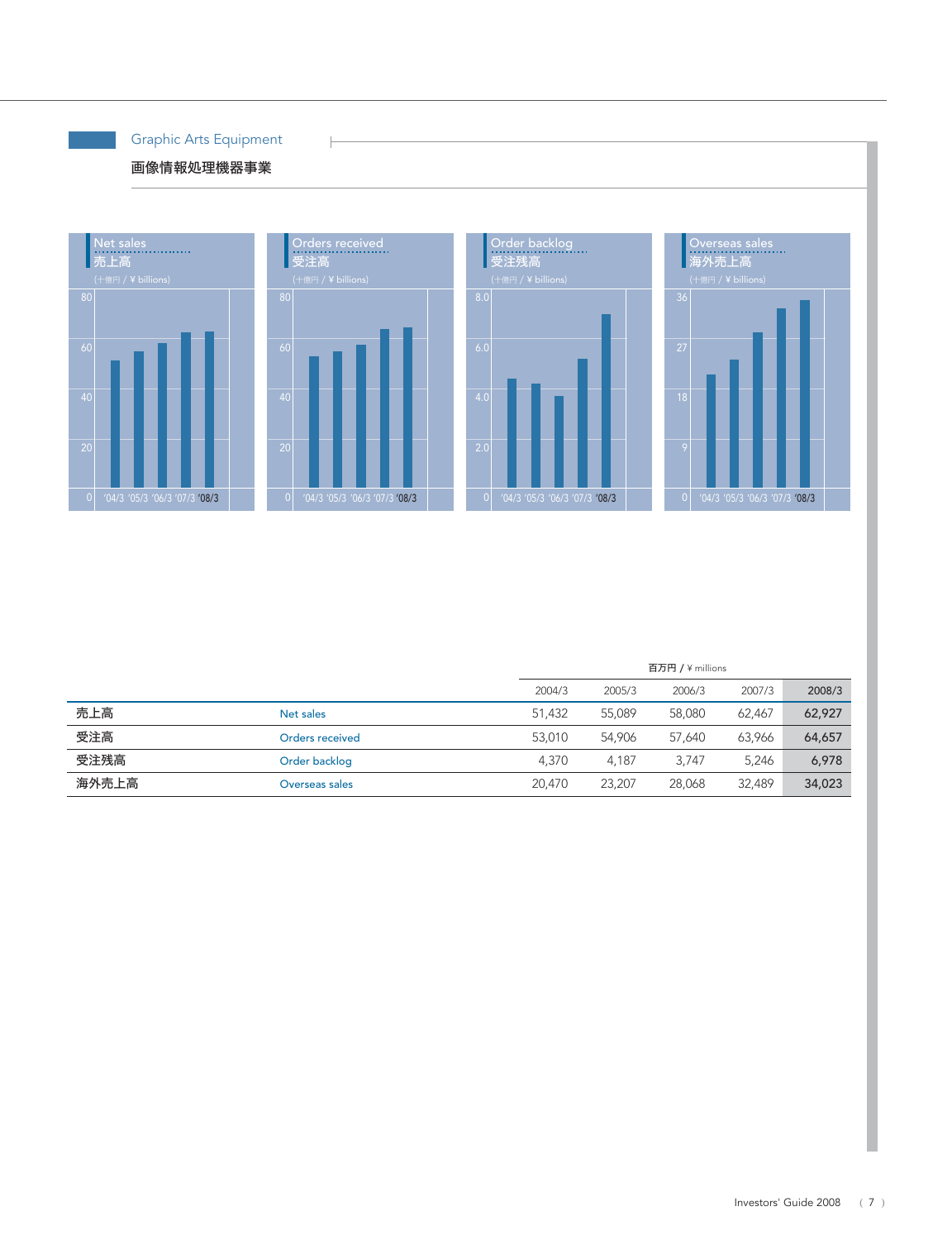## Graphic Arts Equipment

### 画像情報処理機器事業

Net sales 売上高 (十億円 / ¥ billions)

Orders received 受注高 (十億円 / ¥ billions)

Order backlog 受注残高 (十億円 / ¥ billions)

Overseas sales 海外売上高 (十億円 / ¥ billions)

百万円 / ¥ millions

| | | 2004/3 | 2005/3 | 2006/3 | 2007/3 | 2008/3 |
|---|---|---|---|---|---|---|
| 売上高 | Net sales | 51,432 | 55,089 | 58,080 | 62,467 | **62,927** |
| 受注高 | Orders received | 53,010 | 54,906 | 57,640 | 63,966 | **64,657** |
| 受注残高 | Order backlog | 4,370 | 4,187 | 3,747 | 5,246 | **6,978** |
| 海外売上高 | Overseas sales | 20,470 | 23,207 | 28,068 | 32,489 | **34,023** |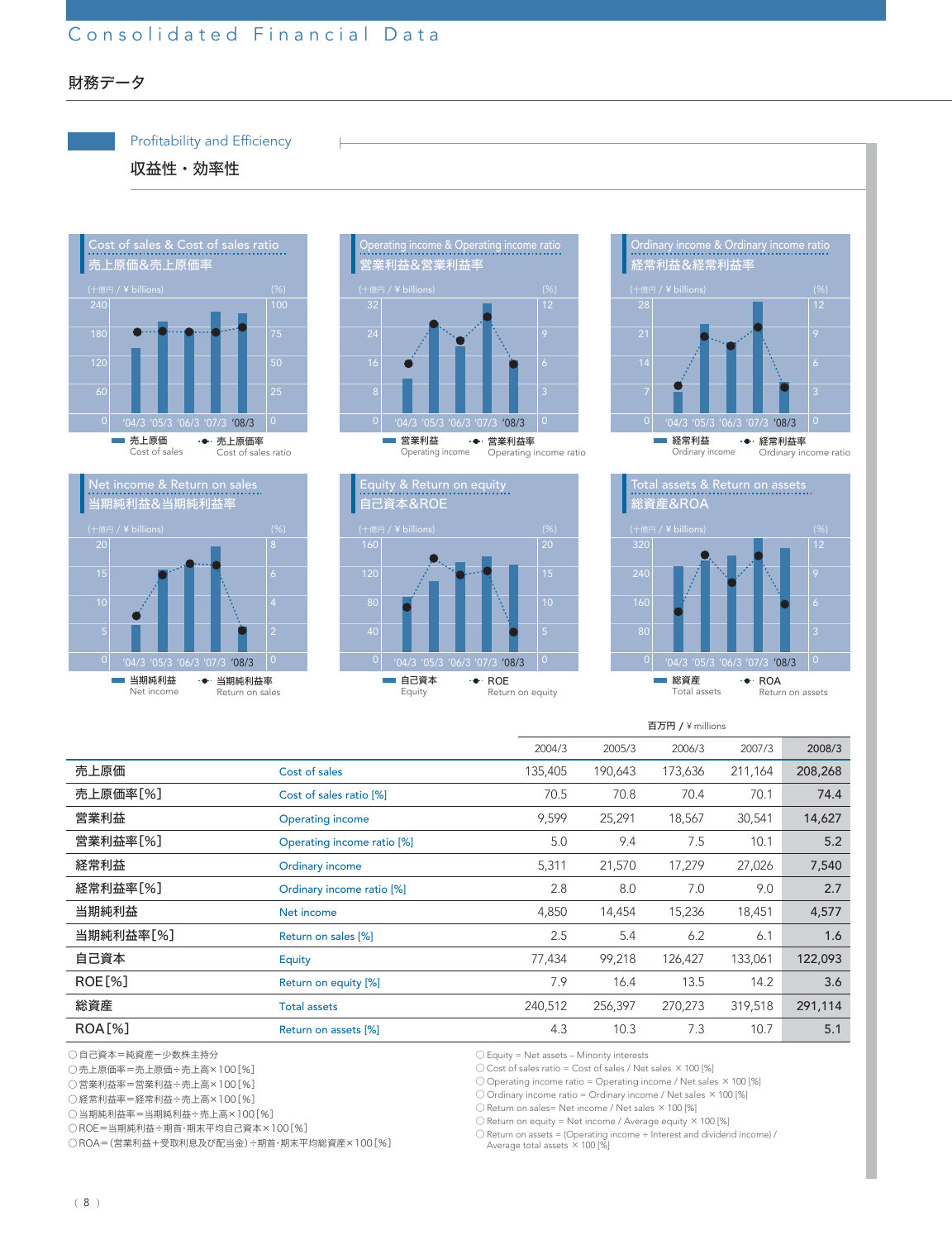# Consolidated Financial Data

## 財務データ

### Profitability and Efficiency
### 収益性・効率性

**Cost of sales & Cost of sales ratio 売上原価&売上原価率**

(十億円 / ¥ billions) (%)

■ 売上原価 Cost of sales ・●・ 売上原価率 Cost of sales ratio

**Operating income & Operating income ratio 営業利益&営業利益率**

(十億円 / ¥ billions) (%)

■ 営業利益 Operating income ・●・ 営業利益率 Operating income ratio

**Ordinary income & Ordinary income ratio 経常利益&経常利益率**

(十億円 / ¥ billions) (%)

■ 経常利益 Ordinary income ・●・ 経常利益率 Ordinary income ratio

**Net income & Return on sales 当期純利益&当期純利益率**

(十億円 / ¥ billions) (%)

■ 当期純利益 Net income ・●・ 当期純利益率 Return on sales

**Equity & Return on equity 自己資本&ROE**

(十億円 / ¥ billions) (%)

■ 自己資本 Equity ・●・ ROE Return on equity

**Total assets & Return on assets 総資産&ROA**

(十億円 / ¥ billions) (%)

■ 総資産 Total assets ・●・ ROA Return on assets

百万円 / ¥ millions

| | | 2004/3 | 2005/3 | 2006/3 | 2007/3 | 2008/3 |
|---|---|---|---|---|---|---|
| 売上原価 | Cost of sales | 135,405 | 190,643 | 173,636 | 211,164 | 208,268 |
| 売上原価率[%] | Cost of sales ratio [%] | 70.5 | 70.8 | 70.4 | 70.1 | 74.4 |
| 営業利益 | Operating income | 9,599 | 25,291 | 18,567 | 30,541 | 14,627 |
| 営業利益率[%] | Operating income ratio [%] | 5.0 | 9.4 | 7.5 | 10.1 | 5.2 |
| 経常利益 | Ordinary income | 5,311 | 21,570 | 17,279 | 27,026 | 7,540 |
| 経常利益率[%] | Ordinary income ratio [%] | 2.8 | 8.0 | 7.0 | 9.0 | 2.7 |
| 当期純利益 | Net income | 4,850 | 14,454 | 15,236 | 18,451 | 4,577 |
| 当期純利益率[%] | Return on sales [%] | 2.5 | 5.4 | 6.2 | 6.1 | 1.6 |
| 自己資本 | Equity | 77,434 | 99,218 | 126,427 | 133,061 | 122,093 |
| ROE[%] | Return on equity [%] | 7.9 | 16.4 | 13.5 | 14.2 | 3.6 |
| 総資産 | Total assets | 240,512 | 256,397 | 270,273 | 319,518 | 291,114 |
| ROA[%] | Return on assets [%] | 4.3 | 10.3 | 7.3 | 10.7 | 5.1 |

○自己資本＝純資産－少数株主持分
○売上原価率＝売上原価÷売上高×100[%]
○営業利益率＝営業利益÷売上高×100[%]
○経常利益率＝経常利益÷売上高×100[%]
○当期純利益率＝当期純利益÷売上高×100[%]
○ROE＝当期純利益÷期首・期末平均自己資本×100[%]
○ROA＝(営業利益＋受取利息及び配当金)÷期首・期末平均総資産×100[%]

○ Equity = Net assets – Minority interests
○ Cost of sales ratio = Cost of sales / Net sales × 100 [%]
○ Operating income ratio = Operating income / Net sales × 100 [%]
○ Ordinary income ratio = Ordinary income / Net sales × 100 [%]
○ Return on sales= Net income / Net sales × 100 [%]
○ Return on equity = Net income / Average equity × 100 [%]
○ Return on assets = (Operating income + Interest and dividend income) / Average total assets × 100 [%]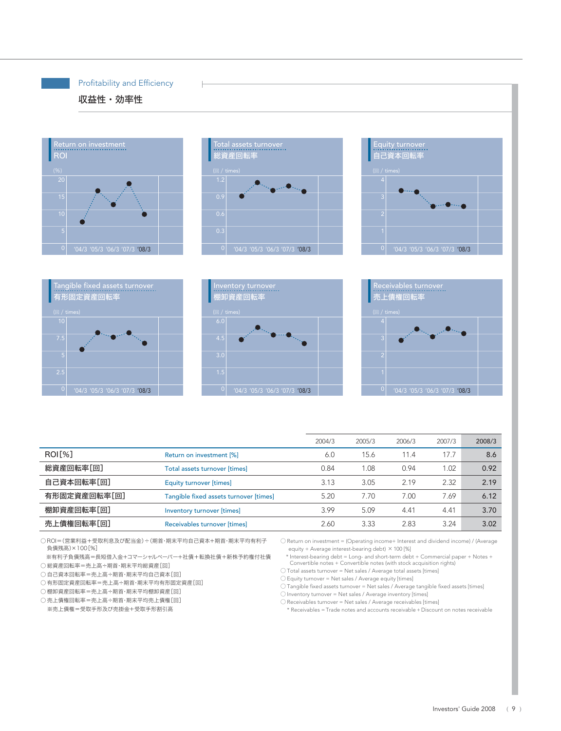# Profitability and Efficiency

## 収益性・効率性

### Return on investment ROI
(%)

### Total assets turnover 総資産回転率
(回 / times)

### Equity turnover 自己資本回転率
(回 / times)

### Tangible fixed assets turnover 有形固定資産回転率
(回 / times)

### Inventory turnover 棚卸資産回転率
(回 / times)

### Receivables turnover 売上債権回転率
(回 / times)

| | | 2004/3 | 2005/3 | 2006/3 | 2007/3 | 2008/3 |
|---|---|---|---|---|---|---|
| ROI[%] | Return on investment [%] | 6.0 | 15.6 | 11.4 | 17.7 | 8.6 |
| 総資産回転率[回] | Total assets turnover [times] | 0.84 | 1.08 | 0.94 | 1.02 | 0.92 |
| 自己資本回転率[回] | Equity turnover [times] | 3.13 | 3.05 | 2.19 | 2.32 | 2.19 |
| 有形固定資産回転率[回] | Tangible fixed assets turnover [times] | 5.20 | 7.70 | 7.00 | 7.69 | 6.12 |
| 棚卸資産回転率[回] | Inventory turnover [times] | 3.99 | 5.09 | 4.41 | 4.41 | 3.70 |
| 売上債権回転率[回] | Receivables turnover [times] | 2.60 | 3.33 | 2.83 | 3.24 | 3.02 |

○ROI＝(営業利益＋受取利息及び配当金)÷(期首･期末平均自己資本＋期首･期末平均有利子負債残高)×100[%]
　※有利子負債残高＝長短借入金＋コマーシャルペーパー＋社債＋転換社債＋新株予約権付社債
○総資産回転率＝売上高÷期首･期末平均総資産[回]
○自己資本回転率＝売上高÷期首･期末平均自己資本[回]
○有形固定資産回転率＝売上高÷期首･期末平均有形固定資産[回]
○棚卸資産回転率＝売上高÷期首･期末平均棚卸資産[回]
○売上債権回転率＝売上高÷期首･期末平均売上債権[回]
　※売上債権＝受取手形及び売掛金＋受取手形割引高

○Return on investment = (Operating income+ Interest and dividend income) / (Average equity + Average interest-bearing debt) × 100 [%]
　* Interest-bearing debt = Long- and short-term debt + Commercial paper + Notes + Convertible notes + Convertible notes (with stock acquisition rights)
○Total assets turnover = Net sales / Average total assets [times]
○Equity turnover = Net sales / Average equity [times]
○Tangible fixed assets turnover = Net sales / Average tangible fixed assets [times]
○Inventory turnover = Net sales / Average inventory [times]
○Receivables turnover = Net sales / Average receivables [times]
　* Receivables = Trade notes and accounts receivable＋Discount on notes receivable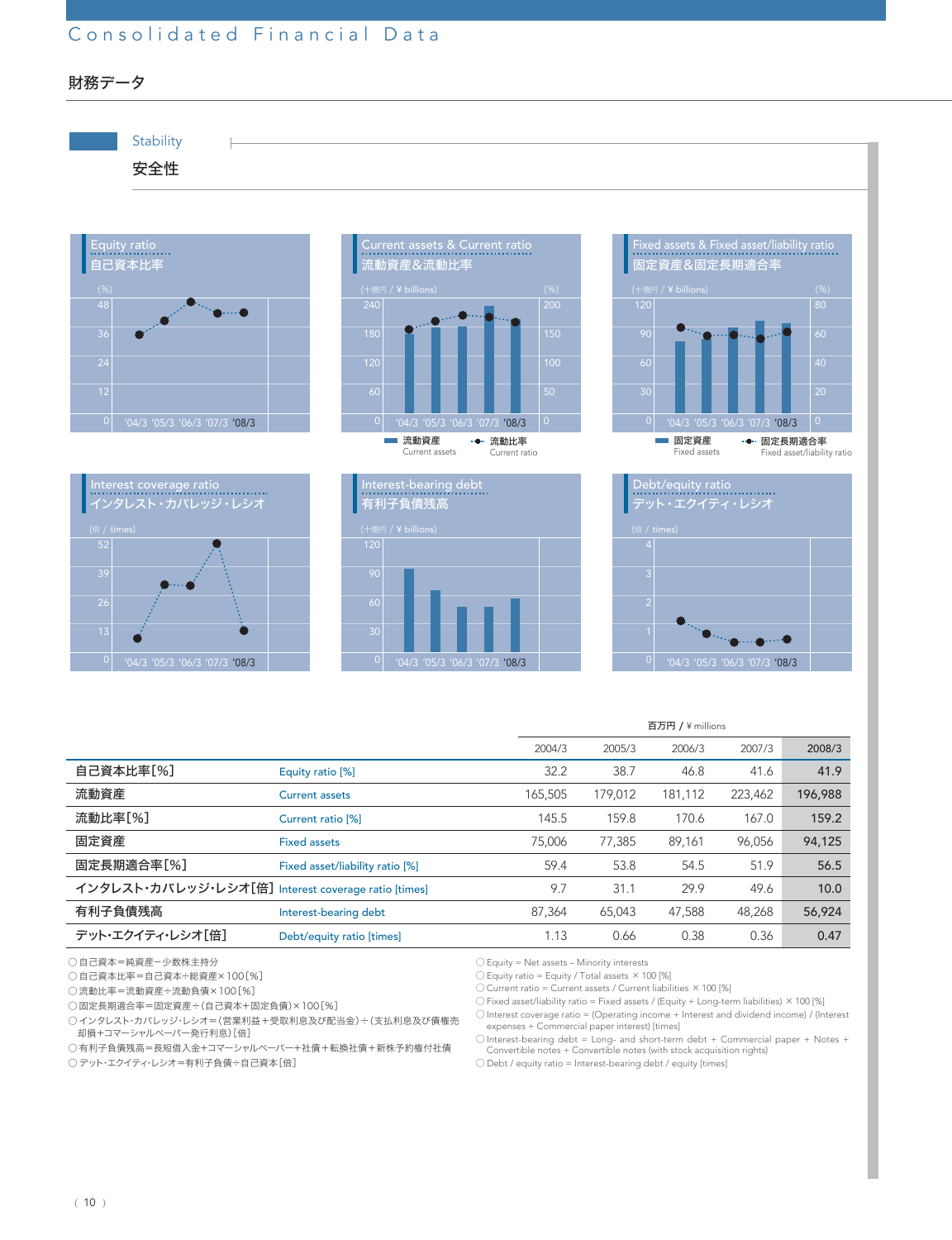# Consolidated Financial Data

## 財務データ

### Stability
### 安全性

Equity ratio
自己資本比率

Current assets & Current ratio
流動資産&流動比率

Fixed assets & Fixed asset/liability ratio
固定資産&固定長期適合率

Interest coverage ratio
インタレスト・カバレッジ・レシオ

Interest-bearing debt
有利子負債残高

Debt/equity ratio
デット・エクイティ・レシオ

百万円 / ¥ millions

| | | 2004/3 | 2005/3 | 2006/3 | 2007/3 | 2008/3 |
|---|---|---|---|---|---|---|
| 自己資本比率[%] | Equity ratio [%] | 32.2 | 38.7 | 46.8 | 41.6 | 41.9 |
| 流動資産 | Current assets | 165,505 | 179,012 | 181,112 | 223,462 | 196,988 |
| 流動比率[%] | Current ratio [%] | 145.5 | 159.8 | 170.6 | 167.0 | 159.2 |
| 固定資産 | Fixed assets | 75,006 | 77,385 | 89,161 | 96,056 | 94,125 |
| 固定長期適合率[%] | Fixed asset/liability ratio [%] | 59.4 | 53.8 | 54.5 | 51.9 | 56.5 |
| インタレスト・カバレッジ・レシオ[倍] | Interest coverage ratio [times] | 9.7 | 31.1 | 29.9 | 49.6 | 10.0 |
| 有利子負債残高 | Interest-bearing debt | 87,364 | 65,043 | 47,588 | 48,268 | 56,924 |
| デット・エクイティ・レシオ[倍] | Debt/equity ratio [times] | 1.13 | 0.66 | 0.38 | 0.36 | 0.47 |

- ○自己資本＝純資産－少数株主持分
- ○自己資本比率＝自己資本÷総資産×100[%]
- ○流動比率＝流動資産÷流動負債×100[%]
- ○固定長期適合率＝固定資産÷(自己資本＋固定負債)×100[%]
- ○インタレスト・カバレッジ・レシオ＝(営業利益＋受取利息及び配当金)÷(支払利息及び債権売却損＋コマーシャルペーパー発行利息)[倍]
- ○有利子負債残高＝長短借入金＋コマーシャルペーパー＋社債＋転換社債＋新株予約権付社債
- ○デット・エクイティ・レシオ＝有利子負債÷自己資本[倍]

- ○ Equity = Net assets – Minority interests
- ○ Equity ratio = Equity / Total assets × 100 [%]
- ○ Current ratio = Current assets / Current liabilities × 100 [%]
- ○ Fixed asset/liability ratio = Fixed assets / (Equity + Long-term liabilities) × 100 [%]
- ○ Interest coverage ratio = (Operating income + Interest and dividend income) / (Interest expenses + Commercial paper interest) [times]
- ○ Interest-bearing debt = Long- and short-term debt + Commercial paper + Notes + Convertible notes + Convertible notes (with stock acquisition rights)
- ○ Debt / equity ratio = Interest-bearing debt / equity [times]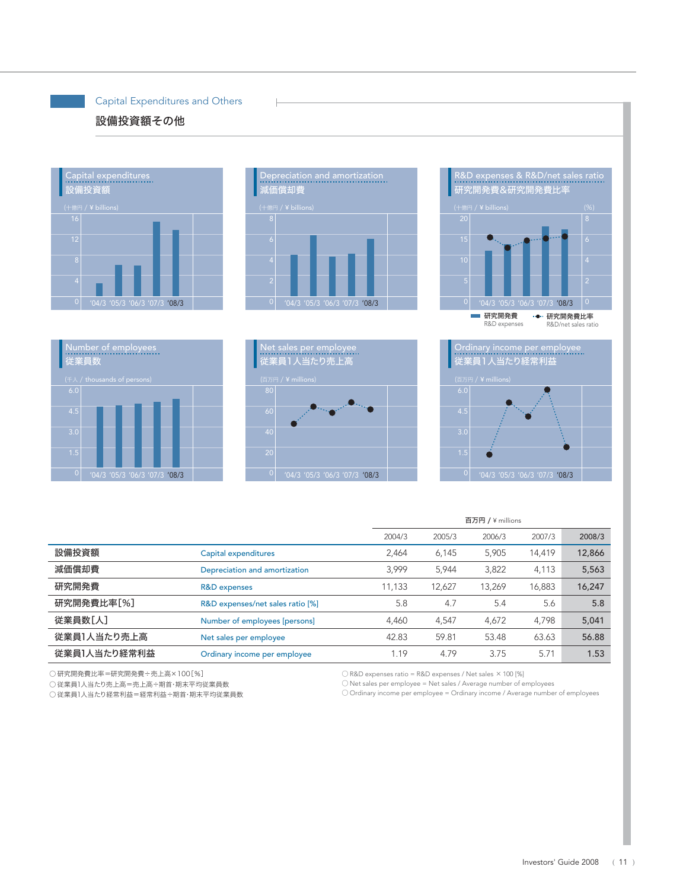## Capital Expenditures and Others

## 設備投資額その他

### Capital expenditures 設備投資額

(十億円 / ¥ billions)

### Depreciation and amortization 減価償却費

(十億円 / ¥ billions)

### R&D expenses & R&D/net sales ratio 研究開発費&研究開発費比率

(十億円 / ¥ billions) (%)

研究開発費 R&D expenses　研究開発費比率 R&D/net sales ratio

### Number of employees 従業員数

(千人 / thousands of persons)

### Net sales per employee 従業員1人当たり売上高

(百万円 / ¥ millions)

### Ordinary income per employee 従業員1人当たり経常利益

(百万円 / ¥ millions)

百万円 / ¥ millions

| | | 2004/3 | 2005/3 | 2006/3 | 2007/3 | 2008/3 |
|---|---|---|---|---|---|---|
| 設備投資額 | Capital expenditures | 2,464 | 6,145 | 5,905 | 14,419 | 12,866 |
| 減価償却費 | Depreciation and amortization | 3,999 | 5,944 | 3,822 | 4,113 | 5,563 |
| 研究開発費 | R&D expenses | 11,133 | 12,627 | 13,269 | 16,883 | 16,247 |
| 研究開発費比率[%] | R&D expenses/net sales ratio [%] | 5.8 | 4.7 | 5.4 | 5.6 | 5.8 |
| 従業員数[人] | Number of employees [persons] | 4,460 | 4,547 | 4,672 | 4,798 | 5,041 |
| 従業員1人当たり売上高 | Net sales per employee | 42.83 | 59.81 | 53.48 | 63.63 | 56.88 |
| 従業員1人当たり経常利益 | Ordinary income per employee | 1.19 | 4.79 | 3.75 | 5.71 | 1.53 |

○研究開発費比率＝研究開発費÷売上高×100[%]
○従業員1人当たり売上高＝売上高÷期首･期末平均従業員数
○従業員1人当たり経常利益＝経常利益÷期首･期末平均従業員数

○ R&D expenses ratio = R&D expenses / Net sales × 100 [%]
○ Net sales per employee = Net sales / Average number of employees
○ Ordinary income per employee = Ordinary income / Average number of employees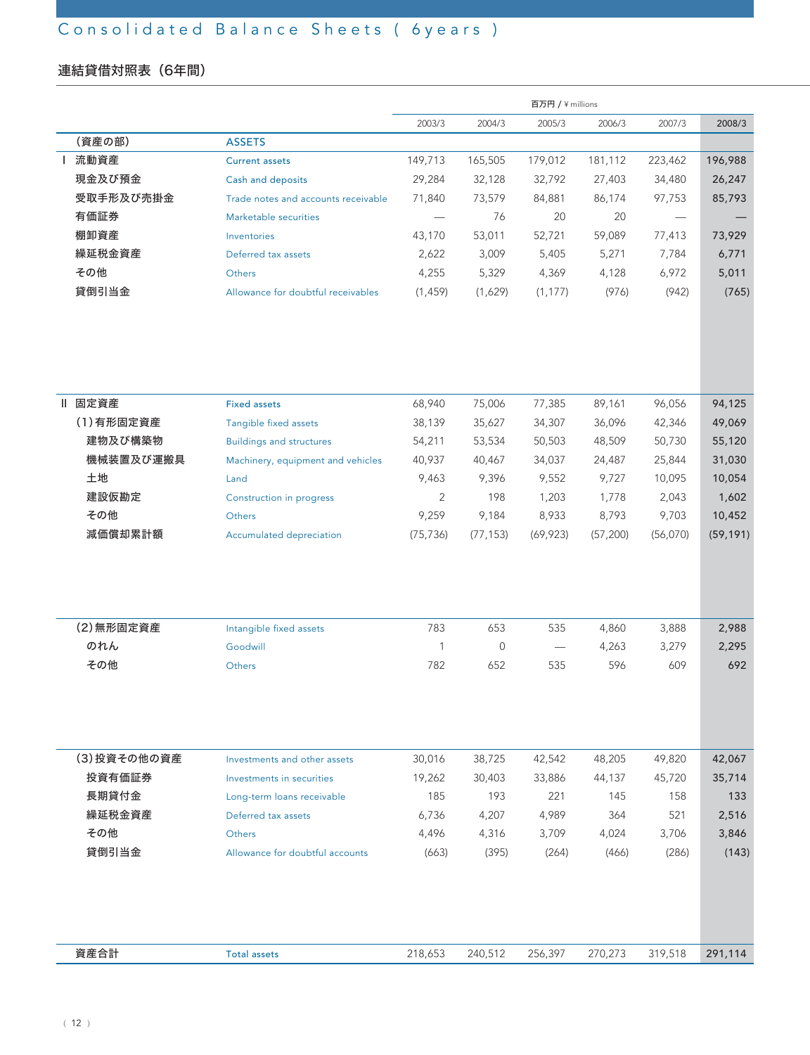# Consolidated Balance Sheets ( 6years )

## 連結貸借対照表（6年間）

百万円 / ¥ millions

| | | 2003/3 | 2004/3 | 2005/3 | 2006/3 | 2007/3 | 2008/3 |
|---|---|---|---|---|---|---|---|
| （資産の部） | ASSETS | | | | | | |
| Ⅰ 流動資産 | Current assets | 149,713 | 165,505 | 179,012 | 181,112 | 223,462 | **196,988** |
| 現金及び預金 | Cash and deposits | 29,284 | 32,128 | 32,792 | 27,403 | 34,480 | **26,247** |
| 受取手形及び売掛金 | Trade notes and accounts receivable | 71,840 | 73,579 | 84,881 | 86,174 | 97,753 | **85,793** |
| 有価証券 | Marketable securities | — | 76 | 20 | 20 | — | **—** |
| 棚卸資産 | Inventories | 43,170 | 53,011 | 52,721 | 59,089 | 77,413 | **73,929** |
| 繰延税金資産 | Deferred tax assets | 2,622 | 3,009 | 5,405 | 5,271 | 7,784 | **6,771** |
| その他 | Others | 4,255 | 5,329 | 4,369 | 4,128 | 6,972 | **5,011** |
| 貸倒引当金 | Allowance for doubtful receivables | (1,459) | (1,629) | (1,177) | (976) | (942) | **(765)** |
| Ⅱ 固定資産 | Fixed assets | 68,940 | 75,006 | 77,385 | 89,161 | 96,056 | **94,125** |
| （1）有形固定資産 | Tangible fixed assets | 38,139 | 35,627 | 34,307 | 36,096 | 42,346 | **49,069** |
| 建物及び構築物 | Buildings and structures | 54,211 | 53,534 | 50,503 | 48,509 | 50,730 | **55,120** |
| 機械装置及び運搬具 | Machinery, equipment and vehicles | 40,937 | 40,467 | 34,037 | 24,487 | 25,844 | **31,030** |
| 土地 | Land | 9,463 | 9,396 | 9,552 | 9,727 | 10,095 | **10,054** |
| 建設仮勘定 | Construction in progress | 2 | 198 | 1,203 | 1,778 | 2,043 | **1,602** |
| その他 | Others | 9,259 | 9,184 | 8,933 | 8,793 | 9,703 | **10,452** |
| 減価償却累計額 | Accumulated depreciation | (75,736) | (77,153) | (69,923) | (57,200) | (56,070) | **(59,191)** |
| （2）無形固定資産 | Intangible fixed assets | 783 | 653 | 535 | 4,860 | 3,888 | **2,988** |
| のれん | Goodwill | 1 | 0 | — | 4,263 | 3,279 | **2,295** |
| その他 | Others | 782 | 652 | 535 | 596 | 609 | **692** |
| （3）投資その他の資産 | Investments and other assets | 30,016 | 38,725 | 42,542 | 48,205 | 49,820 | **42,067** |
| 投資有価証券 | Investments in securities | 19,262 | 30,403 | 33,886 | 44,137 | 45,720 | **35,714** |
| 長期貸付金 | Long-term loans receivable | 185 | 193 | 221 | 145 | 158 | **133** |
| 繰延税金資産 | Deferred tax assets | 6,736 | 4,207 | 4,989 | 364 | 521 | **2,516** |
| その他 | Others | 4,496 | 4,316 | 3,709 | 4,024 | 3,706 | **3,846** |
| 貸倒引当金 | Allowance for doubtful accounts | (663) | (395) | (264) | (466) | (286) | **(143)** |
| 資産合計 | Total assets | 218,653 | 240,512 | 256,397 | 270,273 | 319,518 | **291,114** |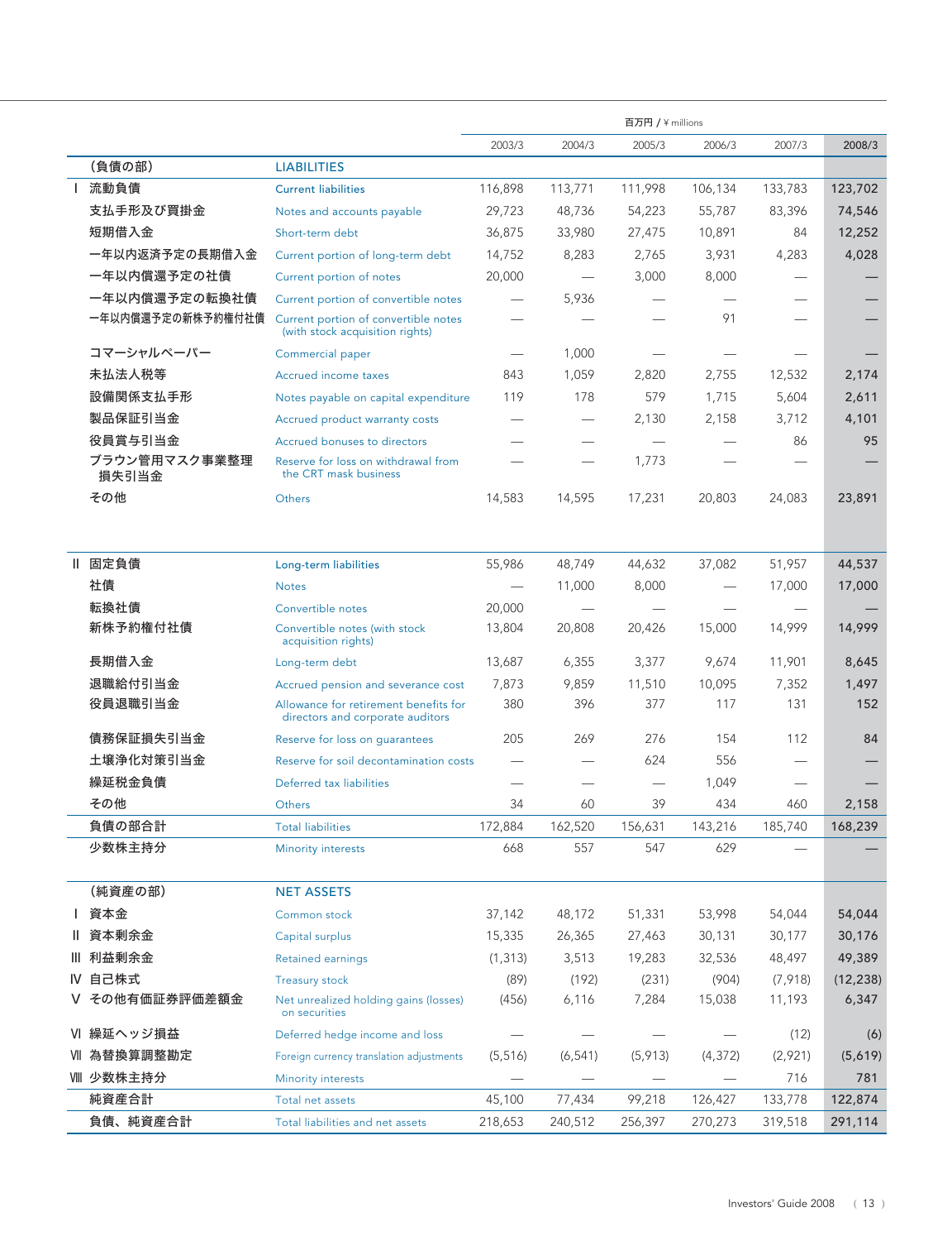| | | 百万円 / ¥ millions | | | | | |
|---|---|---|---|---|---|---|---|
| | | 2003/3 | 2004/3 | 2005/3 | 2006/3 | 2007/3 | 2008/3 |
| （負債の部） | LIABILITIES | | | | | | |
| Ⅰ 流動負債 | Current liabilities | 116,898 | 113,771 | 111,998 | 106,134 | 133,783 | **123,702** |
| 支払手形及び買掛金 | Notes and accounts payable | 29,723 | 48,736 | 54,223 | 55,787 | 83,396 | **74,546** |
| 短期借入金 | Short-term debt | 36,875 | 33,980 | 27,475 | 10,891 | 84 | **12,252** |
| 一年以内返済予定の長期借入金 | Current portion of long-term debt | 14,752 | 8,283 | 2,765 | 3,931 | 4,283 | **4,028** |
| 一年以内償還予定の社債 | Current portion of notes | 20,000 | — | 3,000 | 8,000 | — | **—** |
| 一年以内償還予定の転換社債 | Current portion of convertible notes | — | 5,936 | — | — | — | **—** |
| 一年以内償還予定の新株予約権付社債 | Current portion of convertible notes (with stock acquisition rights) | — | — | — | 91 | — | **—** |
| コマーシャルペーパー | Commercial paper | — | 1,000 | — | — | — | **—** |
| 未払法人税等 | Accrued income taxes | 843 | 1,059 | 2,820 | 2,755 | 12,532 | **2,174** |
| 設備関係支払手形 | Notes payable on capital expenditure | 119 | 178 | 579 | 1,715 | 5,604 | **2,611** |
| 製品保証引当金 | Accrued product warranty costs | — | — | 2,130 | 2,158 | 3,712 | **4,101** |
| 役員賞与引当金 | Accrued bonuses to directors | — | — | — | — | 86 | **95** |
| ブラウン管用マスク事業整理損失引当金 | Reserve for loss on withdrawal from the CRT mask business | — | — | 1,773 | — | — | **—** |
| その他 | Others | 14,583 | 14,595 | 17,231 | 20,803 | 24,083 | **23,891** |
| Ⅱ 固定負債 | Long-term liabilities | 55,986 | 48,749 | 44,632 | 37,082 | 51,957 | **44,537** |
| 社債 | Notes | — | 11,000 | 8,000 | — | 17,000 | **17,000** |
| 転換社債 | Convertible notes | 20,000 | — | — | — | — | **—** |
| 新株予約権付社債 | Convertible notes (with stock acquisition rights) | 13,804 | 20,808 | 20,426 | 15,000 | 14,999 | **14,999** |
| 長期借入金 | Long-term debt | 13,687 | 6,355 | 3,377 | 9,674 | 11,901 | **8,645** |
| 退職給付引当金 | Accrued pension and severance cost | 7,873 | 9,859 | 11,510 | 10,095 | 7,352 | **1,497** |
| 役員退職引当金 | Allowance for retirement benefits for directors and corporate auditors | 380 | 396 | 377 | 117 | 131 | **152** |
| 債務保証損失引当金 | Reserve for loss on guarantees | 205 | 269 | 276 | 154 | 112 | **84** |
| 土壌浄化対策引当金 | Reserve for soil decontamination costs | — | — | 624 | 556 | — | **—** |
| 繰延税金負債 | Deferred tax liabilities | — | — | — | 1,049 | — | **—** |
| その他 | Others | 34 | 60 | 39 | 434 | 460 | **2,158** |
| 負債の部合計 | Total liabilities | 172,884 | 162,520 | 156,631 | 143,216 | 185,740 | **168,239** |
| 少数株主持分 | Minority interests | 668 | 557 | 547 | 629 | — | **—** |
| （純資産の部） | NET ASSETS | | | | | | |
| Ⅰ 資本金 | Common stock | 37,142 | 48,172 | 51,331 | 53,998 | 54,044 | **54,044** |
| Ⅱ 資本剰余金 | Capital surplus | 15,335 | 26,365 | 27,463 | 30,131 | 30,177 | **30,176** |
| Ⅲ 利益剰余金 | Retained earnings | (1,313) | 3,513 | 19,283 | 32,536 | 48,497 | **49,389** |
| Ⅳ 自己株式 | Treasury stock | (89) | (192) | (231) | (904) | (7,918) | **(12,238)** |
| Ⅴ その他有価証券評価差額金 | Net unrealized holding gains (losses) on securities | (456) | 6,116 | 7,284 | 15,038 | 11,193 | **6,347** |
| Ⅵ 繰延ヘッジ損益 | Deferred hedge income and loss | — | — | — | — | (12) | **(6)** |
| Ⅶ 為替換算調整勘定 | Foreign currency translation adjustments | (5,516) | (6,541) | (5,913) | (4,372) | (2,921) | **(5,619)** |
| Ⅷ 少数株主持分 | Minority interests | — | — | — | — | 716 | **781** |
| 純資産合計 | Total net assets | 45,100 | 77,434 | 99,218 | 126,427 | 133,778 | **122,874** |
| 負債、純資産合計 | Total liabilities and net assets | 218,653 | 240,512 | 256,397 | 270,273 | 319,518 | **291,114** |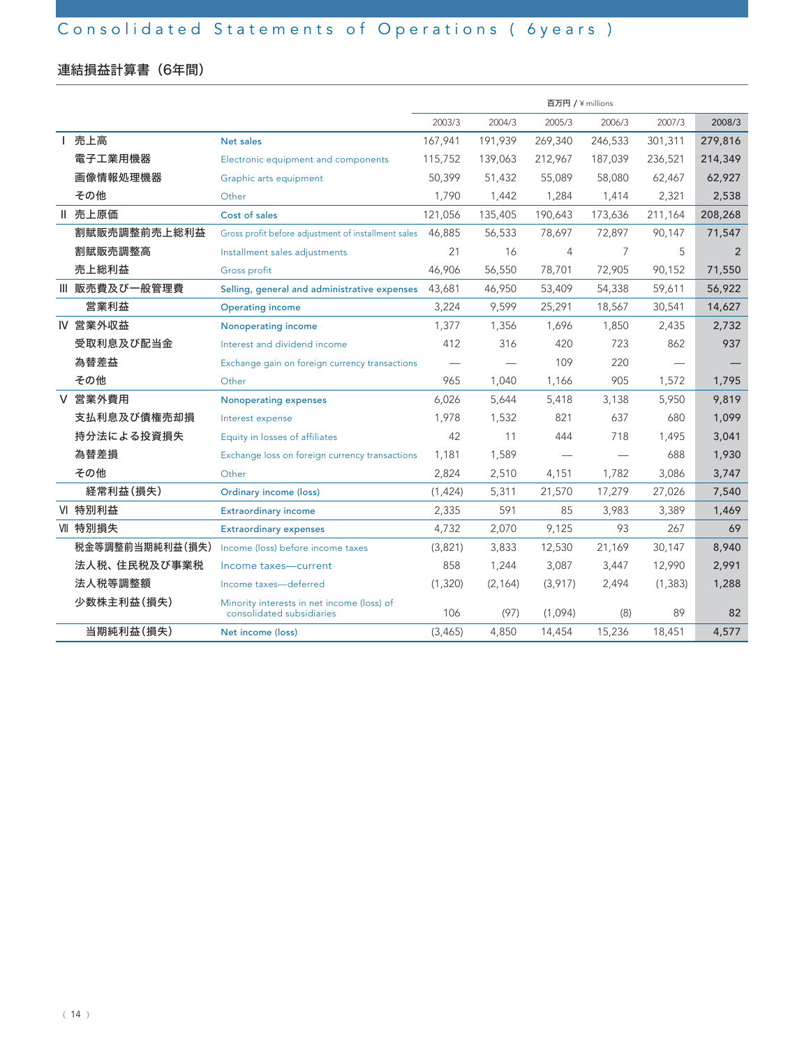# Consolidated Statements of Operations ( 6years )

## 連結損益計算書（6年間）

百万円 / ¥ millions

| | | 2003/3 | 2004/3 | 2005/3 | 2006/3 | 2007/3 | 2008/3 |
|---|---|---|---|---|---|---|---|
| Ⅰ 売上高 | Net sales | 167,941 | 191,939 | 269,340 | 246,533 | 301,311 | **279,816** |
| 電子工業用機器 | Electronic equipment and components | 115,752 | 139,063 | 212,967 | 187,039 | 236,521 | **214,349** |
| 画像情報処理機器 | Graphic arts equipment | 50,399 | 51,432 | 55,089 | 58,080 | 62,467 | **62,927** |
| その他 | Other | 1,790 | 1,442 | 1,284 | 1,414 | 2,321 | **2,538** |
| Ⅱ 売上原価 | Cost of sales | 121,056 | 135,405 | 190,643 | 173,636 | 211,164 | **208,268** |
| 割賦販売調整前売上総利益 | Gross profit before adjustment of installment sales | 46,885 | 56,533 | 78,697 | 72,897 | 90,147 | **71,547** |
| 割賦販売調整高 | Installment sales adjustments | 21 | 16 | 4 | 7 | 5 | **2** |
| 売上総利益 | Gross profit | 46,906 | 56,550 | 78,701 | 72,905 | 90,152 | **71,550** |
| Ⅲ 販売費及び一般管理費 | Selling, general and administrative expenses | 43,681 | 46,950 | 53,409 | 54,338 | 59,611 | **56,922** |
| 営業利益 | Operating income | 3,224 | 9,599 | 25,291 | 18,567 | 30,541 | **14,627** |
| Ⅳ 営業外収益 | Nonoperating income | 1,377 | 1,356 | 1,696 | 1,850 | 2,435 | **2,732** |
| 受取利息及び配当金 | Interest and dividend income | 412 | 316 | 420 | 723 | 862 | **937** |
| 為替差益 | Exchange gain on foreign currency transactions | — | — | 109 | 220 | — | **—** |
| その他 | Other | 965 | 1,040 | 1,166 | 905 | 1,572 | **1,795** |
| Ⅴ 営業外費用 | Nonoperating expenses | 6,026 | 5,644 | 5,418 | 3,138 | 5,950 | **9,819** |
| 支払利息及び債権売却損 | Interest expense | 1,978 | 1,532 | 821 | 637 | 680 | **1,099** |
| 持分法による投資損失 | Equity in losses of affiliates | 42 | 11 | 444 | 718 | 1,495 | **3,041** |
| 為替差損 | Exchange loss on foreign currency transactions | 1,181 | 1,589 | — | — | 688 | **1,930** |
| その他 | Other | 2,824 | 2,510 | 4,151 | 1,782 | 3,086 | **3,747** |
| 経常利益(損失) | Ordinary income (loss) | (1,424) | 5,311 | 21,570 | 17,279 | 27,026 | **7,540** |
| Ⅵ 特別利益 | Extraordinary income | 2,335 | 591 | 85 | 3,983 | 3,389 | **1,469** |
| Ⅶ 特別損失 | Extraordinary expenses | 4,732 | 2,070 | 9,125 | 93 | 267 | **69** |
| 税金等調整前当期純利益(損失) | Income (loss) before income taxes | (3,821) | 3,833 | 12,530 | 21,169 | 30,147 | **8,940** |
| 法人税、住民税及び事業税 | Income taxes—current | 858 | 1,244 | 3,087 | 3,447 | 12,990 | **2,991** |
| 法人税等調整額 | Income taxes—deferred | (1,320) | (2,164) | (3,917) | 2,494 | (1,383) | **1,288** |
| 少数株主利益(損失) | Minority interests in net income (loss) of consolidated subsidiaries | 106 | (97) | (1,094) | (8) | 89 | **82** |
| 当期純利益(損失) | Net income (loss) | (3,465) | 4,850 | 14,454 | 15,236 | 18,451 | **4,577** |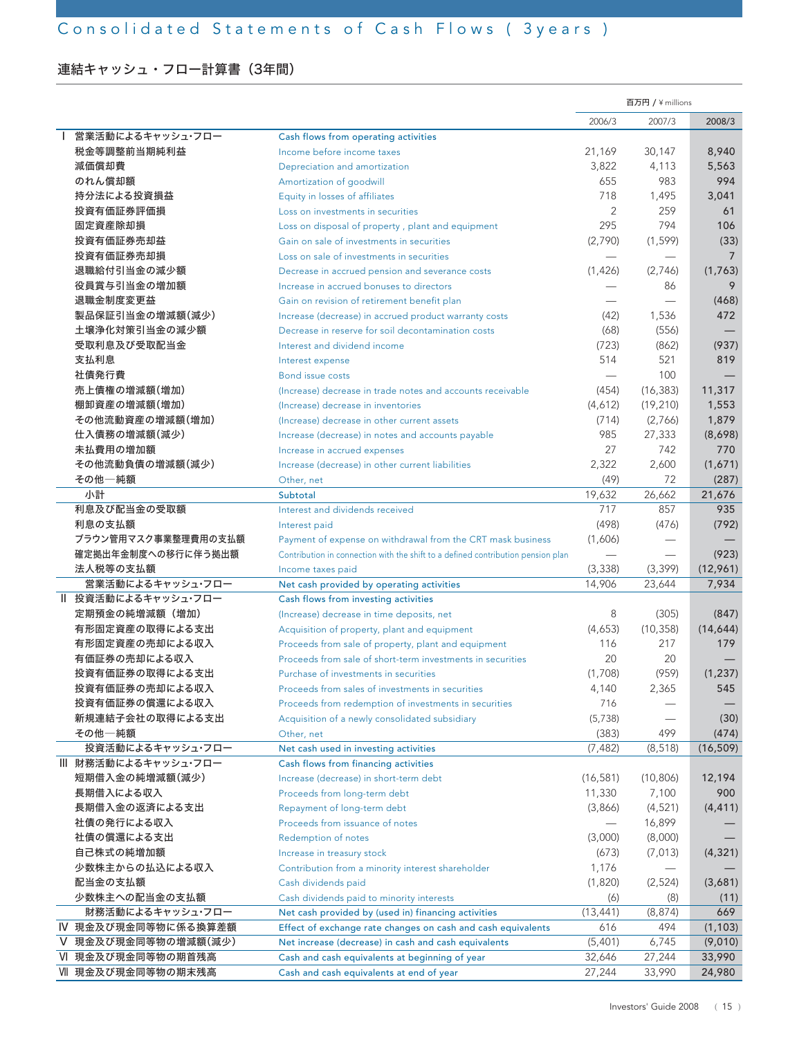# Consolidated Statements of Cash Flows ( 3years )

## 連結キャッシュ・フロー計算書（3年間）

百万円 / ¥ millions

| | | 2006/3 | 2007/3 | 2008/3 |
|---|---|---|---|---|
| Ⅰ 営業活動によるキャッシュ・フロー | Cash flows from operating activities | | | |
| 税金等調整前当期純利益 | Income before income taxes | 21,169 | 30,147 | **8,940** |
| 減価償却費 | Depreciation and amortization | 3,822 | 4,113 | **5,563** |
| のれん償却額 | Amortization of goodwill | 655 | 983 | **994** |
| 持分法による投資損益 | Equity in losses of affiliates | 718 | 1,495 | **3,041** |
| 投資有価証券評価損 | Loss on investments in securities | 2 | 259 | **61** |
| 固定資産除却損 | Loss on disposal of property , plant and equipment | 295 | 794 | **106** |
| 投資有価証券売却益 | Gain on sale of investments in securities | (2,790) | (1,599) | **(33)** |
| 投資有価証券売却損 | Loss on sale of investments in securities | — | — | **7** |
| 退職給付引当金の減少額 | Decrease in accrued pension and severance costs | (1,426) | (2,746) | **(1,763)** |
| 役員賞与引当金の増加額 | Increase in accrued bonuses to directors | — | 86 | **9** |
| 退職金制度変更益 | Gain on revision of retirement benefit plan | — | — | **(468)** |
| 製品保証引当金の増減額(減少) | Increase (decrease) in accrued product warranty costs | (42) | 1,536 | **472** |
| 土壌浄化対策引当金の減少額 | Decrease in reserve for soil decontamination costs | (68) | (556) | **—** |
| 受取利息及び受取配当金 | Interest and dividend income | (723) | (862) | **(937)** |
| 支払利息 | Interest expense | 514 | 521 | **819** |
| 社債発行費 | Bond issue costs | — | 100 | **—** |
| 売上債権の増減額(増加) | (Increase) decrease in trade notes and accounts receivable | (454) | (16,383) | **11,317** |
| 棚卸資産の増減額(増加) | (Increase) decrease in inventories | (4,612) | (19,210) | **1,553** |
| その他流動資産の増減額(増加) | (Increase) decrease in other current assets | (714) | (2,766) | **1,879** |
| 仕入債務の増減額(減少) | Increase (decrease) in notes and accounts payable | 985 | 27,333 | **(8,698)** |
| 未払費用の増加額 | Increase in accrued expenses | 27 | 742 | **770** |
| その他流動負債の増減額(減少) | Increase (decrease) in other current liabilities | 2,322 | 2,600 | **(1,671)** |
| その他―純額 | Other, net | (49) | 72 | **(287)** |
| 小計 | Subtotal | 19,632 | 26,662 | **21,676** |
| 利息及び配当金の受取額 | Interest and dividends received | 717 | 857 | **935** |
| 利息の支払額 | Interest paid | (498) | (476) | **(792)** |
| ブラウン管用マスク事業整理費用の支払額 | Payment of expense on withdrawal from the CRT mask business | (1,606) | — | **—** |
| 確定拠出年金制度への移行に伴う拠出額 | Contribution in connection with the shift to a defined contribution pension plan | — | — | **(923)** |
| 法人税等の支払額 | Income taxes paid | (3,338) | (3,399) | **(12,961)** |
| 営業活動によるキャッシュ・フロー | Net cash provided by operating activities | 14,906 | 23,644 | **7,934** |
| Ⅱ 投資活動によるキャッシュ・フロー | Cash flows from investing activities | | | |
| 定期預金の純増減額（増加） | (Increase) decrease in time deposits, net | 8 | (305) | **(847)** |
| 有形固定資産の取得による支出 | Acquisition of property, plant and equipment | (4,653) | (10,358) | **(14,644)** |
| 有形固定資産の売却による収入 | Proceeds from sale of property, plant and equipment | 116 | 217 | **179** |
| 有価証券の売却による収入 | Proceeds from sale of short-term investments in securities | 20 | 20 | **—** |
| 投資有価証券の取得による支出 | Purchase of investments in securities | (1,708) | (959) | **(1,237)** |
| 投資有価証券の売却による収入 | Proceeds from sales of investments in securities | 4,140 | 2,365 | **545** |
| 投資有価証券の償還による収入 | Proceeds from redemption of investments in securities | 716 | — | **—** |
| 新規連結子会社の取得による支出 | Acquisition of a newly consolidated subsidiary | (5,738) | — | **(30)** |
| その他―純額 | Other, net | (383) | 499 | **(474)** |
| 投資活動によるキャッシュ・フロー | Net cash used in investing activities | (7,482) | (8,518) | **(16,509)** |
| Ⅲ 財務活動によるキャッシュ・フロー | Cash flows from financing activities | | | |
| 短期借入金の純増減額(減少) | Increase (decrease) in short-term debt | (16,581) | (10,806) | **12,194** |
| 長期借入による収入 | Proceeds from long-term debt | 11,330 | 7,100 | **900** |
| 長期借入金の返済による支出 | Repayment of long-term debt | (3,866) | (4,521) | **(4,411)** |
| 社債の発行による収入 | Proceeds from issuance of notes | — | 16,899 | **—** |
| 社債の償還による支出 | Redemption of notes | (3,000) | (8,000) | **—** |
| 自己株式の純増加額 | Increase in treasury stock | (673) | (7,013) | **(4,321)** |
| 少数株主からの払込による収入 | Contribution from a minority interest shareholder | 1,176 | — | **—** |
| 配当金の支払額 | Cash dividends paid | (1,820) | (2,524) | **(3,681)** |
| 少数株主への配当金の支払額 | Cash dividends paid to minority interests | (6) | (8) | **(11)** |
| 財務活動によるキャッシュ・フロー | Net cash provided by (used in) financing activities | (13,441) | (8,874) | **669** |
| Ⅳ 現金及び現金同等物に係る換算差額 | Effect of exchange rate changes on cash and cash equivalents | 616 | 494 | **(1,103)** |
| Ⅴ 現金及び現金同等物の増減額(減少) | Net increase (decrease) in cash and cash equivalents | (5,401) | 6,745 | **(9,010)** |
| Ⅵ 現金及び現金同等物の期首残高 | Cash and cash equivalents at beginning of year | 32,646 | 27,244 | **33,990** |
| Ⅶ 現金及び現金同等物の期末残高 | Cash and cash equivalents at end of year | 27,244 | 33,990 | **24,980** |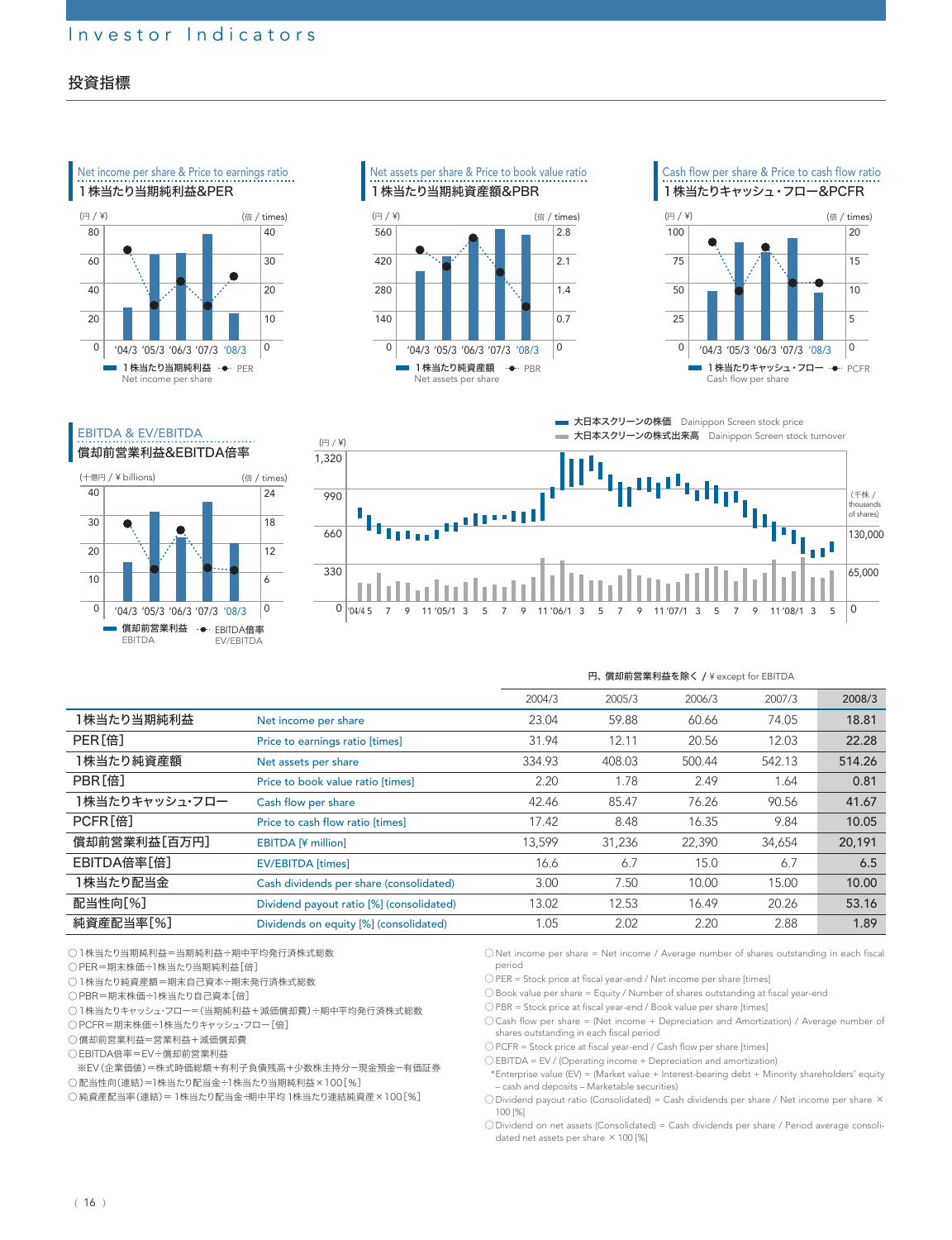# Investor Indicators

## 投資指標

### Net income per share & Price to earnings ratio
### 1株当たり当期純利益&PER

(円 / ¥) (倍 / times)

'04/3 '05/3 '06/3 '07/3 '08/3

1株当たり当期純利益 Net income per share ・PER

### Net assets per share & Price to book value ratio
### 1株当たり当期純資産額&PBR

(円 / ¥) (倍 / times)

'04/3 '05/3 '06/3 '07/3 '08/3

1株当たり純資産額 Net assets per share ・PBR

### Cash flow per share & Price to cash flow ratio
### 1株当たりキャッシュ・フロー&PCFR

(円 / ¥) (倍 / times)

'04/3 '05/3 '06/3 '07/3 '08/3

1株当たりキャッシュ・フロー Cash flow per share ・PCFR

### EBITDA & EV/EBITDA
### 償却前営業利益&EBITDA倍率

(十億円 / ¥ billions) (倍 / times)

'04/3 '05/3 '06/3 '07/3 '08/3

償却前営業利益 EBITDA ・EBITDA倍率 EV/EBITDA

大日本スクリーンの株価 Dainippon Screen stock price
大日本スクリーンの株式出来高 Dainippon Screen stock turnover

(円 / ¥) (千株 / thousands of shares)

円、償却前営業利益を除く / ¥ except for EBITDA

| | | 2004/3 | 2005/3 | 2006/3 | 2007/3 | 2008/3 |
|---|---|---|---|---|---|---|
| 1株当たり当期純利益 | Net income per share | 23.04 | 59.88 | 60.66 | 74.05 | 18.81 |
| PER[倍] | Price to earnings ratio [times] | 31.94 | 12.11 | 20.56 | 12.03 | 22.28 |
| 1株当たり純資産額 | Net assets per share | 334.93 | 408.03 | 500.44 | 542.13 | 514.26 |
| PBR[倍] | Price to book value ratio [times] | 2.20 | 1.78 | 2.49 | 1.64 | 0.81 |
| 1株当たりキャッシュ･フロー | Cash flow per share | 42.46 | 85.47 | 76.26 | 90.56 | 41.67 |
| PCFR[倍] | Price to cash flow ratio [times] | 17.42 | 8.48 | 16.35 | 9.84 | 10.05 |
| 償却前営業利益[百万円] | EBITDA [¥ million] | 13,599 | 31,236 | 22,390 | 34,654 | 20,191 |
| EBITDA倍率[倍] | EV/EBITDA [times] | 16.6 | 6.7 | 15.0 | 6.7 | 6.5 |
| 1株当たり配当金 | Cash dividends per share (consolidated) | 3.00 | 7.50 | 10.00 | 15.00 | 10.00 |
| 配当性向[%] | Dividend payout ratio [%] (consolidated) | 13.02 | 12.53 | 16.49 | 20.26 | 53.16 |
| 純資産配当率[%] | Dividends on equity [%] (consolidated) | 1.05 | 2.02 | 2.20 | 2.88 | 1.89 |

○1株当たり当期純利益＝当期純利益÷期中平均発行済株式総数
○PER＝期末株価÷1株当たり当期純利益[倍]
○1株当たり純資産額＝期末自己資本÷期末発行済株式総数
○PBR＝期末株価÷1株当たり自己資本[倍]
○1株当たりキャッシュ･フロー＝(当期純利益＋減価償却費)÷期中平均発行済株式総数
○PCFR＝期末株価÷1株当たりキャッシュ･フロー[倍]
○償却前営業利益＝営業利益＋減価償却費
○EBITDA倍率＝EV÷償却前営業利益
※EV(企業価値)＝株式時価総額＋有利子負債残高＋少数株主持分－現金預金－有価証券
○配当性向(連結)＝1株当たり配当金÷1株当たり当期純利益×100[%]
○純資産配当率(連結)＝1株当たり配当金÷期中平均1株当たり連結純資産×100[%]

○Net income per share = Net income / Average number of shares outstanding in each fiscal period
○PER = Stock price at fiscal year-end / Net income per share [times]
○Book value per share = Equity / Number of shares outstanding at fiscal year-end
○PBR = Stock price at fiscal year-end / Book value per share [times]
○Cash flow per share = (Net income + Depreciation and Amortization) / Average number of shares outstanding in each fiscal period
○PCFR = Stock price at fiscal year-end / Cash flow per share [times]
○EBITDA = EV / (Operating income + Depreciation and amortization)
*Enterprise value (EV) = (Market value + Interest-bearing debt + Minority shareholders' equity – cash and deposits – Marketable securities)
○Dividend payout ratio (Consolidated) = Cash dividends per share / Net income per share × 100 [%]
○Dividend on net assets (Consolidated) = Cash dividends per share / Period average consolidated net assets per share × 100 [%]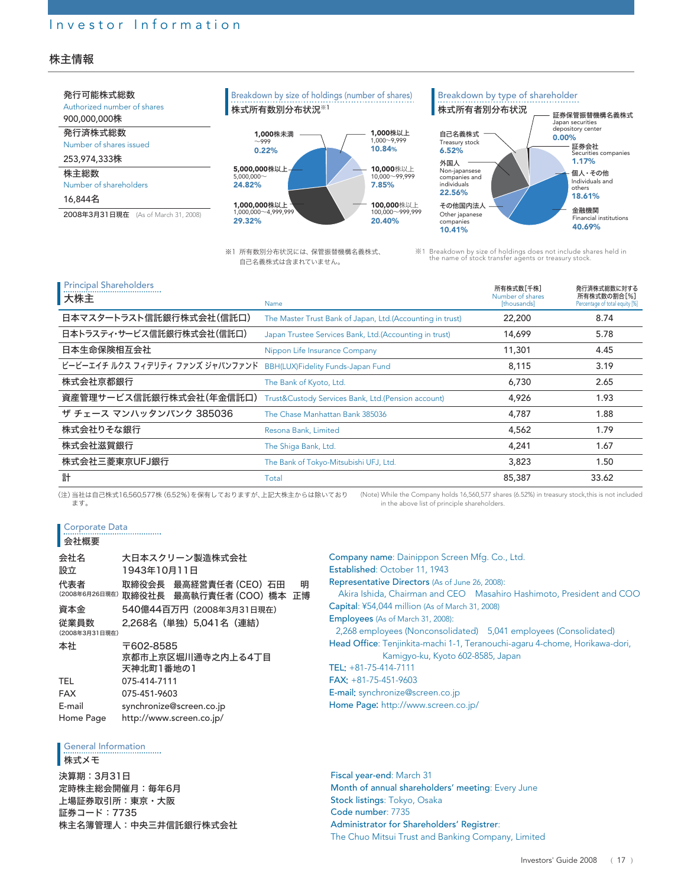# Investor Information

## 株主情報

**発行可能株式総数**
Authorized number of shares
900,000,000株

**発行済株式総数**
Number of shares issued
253,974,333株

**株主総数**
Number of shareholders
16,844名

2008年3月31日現在 (As of March 31, 2008)

### Breakdown by size of holdings (number of shares)
### 株式所有数別分布状況※1

| 区分 | 割合 |
|---|---|
| 1,000株未満 ~999 | 0.22% |
| 1,000株以上 1,000~9,999 | 10.84% |
| 10,000株以上 10,000~99,999 | 7.85% |
| 100,000株以上 100,000~999,999 | 20.40% |
| 1,000,000株以上 1,000,000~4,999,999 | 29.32% |
| 5,000,000株以上 5,000,000~ | 24.82% |

※1 所有数別分布状況には、保管振替機構名義株式、自己名義株式は含まれていません。

※1 Breakdown by size of holdings does not include shares held in the name of stock transfer agents or treasury stock.

### Breakdown by type of shareholder
### 株式所有者別分布状況

| 区分 | 割合 |
|---|---|
| 証券保管振替機構名義株式 Japan securities depository center | 0.00% |
| 証券会社 Securities companies | 1.17% |
| 個人・その他 Individuals and others | 18.61% |
| 金融機関 Financial institutions | 40.69% |
| その他国内法人 Other japanese companies | 10.41% |
| 外国人 Non-japansese companies and individuals | 22.56% |
| 自己名義株式 Treasury stock | 6.52% |

### Principal Shareholders
### 大株主

| 大株主 | Name | 所有株式数[千株] Number of shares [thousands] | 発行済株式総数に対する所有株式数の割合[%] Percentage of total equity [%] |
|---|---|---|---|
| 日本マスタートラスト信託銀行株式会社(信託口) | The Master Trust Bank of Japan, Ltd.(Accounting in trust) | 22,200 | 8.74 |
| 日本トラスティ・サービス信託銀行株式会社(信託口) | Japan Trustee Services Bank, Ltd.(Accounting in trust) | 14,699 | 5.78 |
| 日本生命保険相互会社 | Nippon Life Insurance Company | 11,301 | 4.45 |
| ビービーエイチ ルクス フィデリティ ファンズ ジャパンファンド | BBH(LUX)Fidelity Funds-Japan Fund | 8,115 | 3.19 |
| 株式会社京都銀行 | The Bank of Kyoto, Ltd. | 6,730 | 2.65 |
| 資産管理サービス信託銀行株式会社(年金信託口) | Trust&Custody Services Bank, Ltd.(Pension account) | 4,926 | 1.93 |
| ザ チェース マンハッタンバンク 385036 | The Chase Manhattan Bank 385036 | 4,787 | 1.88 |
| 株式会社りそな銀行 | Resona Bank, Limited | 4,562 | 1.79 |
| 株式会社滋賀銀行 | The Shiga Bank, Ltd. | 4,241 | 1.67 |
| 株式会社三菱東京UFJ銀行 | The Bank of Tokyo-Mitsubishi UFJ, Ltd. | 3,823 | 1.50 |
| 計 | Total | 85,387 | 33.62 |

(注) 当社は自己株式16,560,577株 (6.52%) を保有しておりますが、上記大株主からは除いております。

(Note) While the Company holds 16,560,577 shares (6.52%) in treasury stock,this is not included in the above list of principle shareholders.

### Corporate Data
### 会社概要

会社名　大日本スクリーン製造株式会社
設立　1943年10月11日
代表者 (2008年6月26日現在)　取締役会長　最高経営責任者 (CEO) 石田　明
取締役社長　最高執行責任者 (COO) 橋本　正博
資本金　540億44百万円 (2008年3月31日現在)
従業員数 (2008年3月31日現在)　2,268名 (単独) 5,041名 (連結)
本社　〒602-8585
京都市上京区堀川通寺之内上る4丁目
天神北町1番地の1
TEL　075-414-7111
FAX　075-451-9603
E-mail　synchronize@screen.co.jp
Home Page　http://www.screen.co.jp/

**Company name**: Dainippon Screen Mfg. Co., Ltd.
**Established**: October 11, 1943
**Representative Directors** (As of June 26, 2008):
Akira Ishida, Chairman and CEO　Masahiro Hashimoto, President and COO
**Capital**: ¥54,044 million (As of March 31, 2008)
**Employees** (As of March 31, 2008):
2,268 employees (Nonconsolidated)　5,041 employees (Consolidated)
**Head Office**: Tenjinkita-machi 1-1, Teranouchi-agaru 4-chome, Horikawa-dori, Kamigyo-ku, Kyoto 602-8585, Japan
**TEL**: +81-75-414-7111
**FAX**: +81-75-451-9603
**E-mail**: synchronize@screen.co.jp
**Home Page**: http://www.screen.co.jp/

### General Information
### 株式メモ

決算期：3月31日
定時株主総会開催月：毎年6月
上場証券取引所：東京・大阪
証券コード：7735
株主名簿管理人：中央三井信託銀行株式会社

**Fiscal year-end**: March 31
**Month of annual shareholders' meeting**: Every June
**Stock listings**: Tokyo, Osaka
**Code number**: 7735
**Administrator for Shareholders' Registrer**:
The Chuo Mitsui Trust and Banking Company, Limited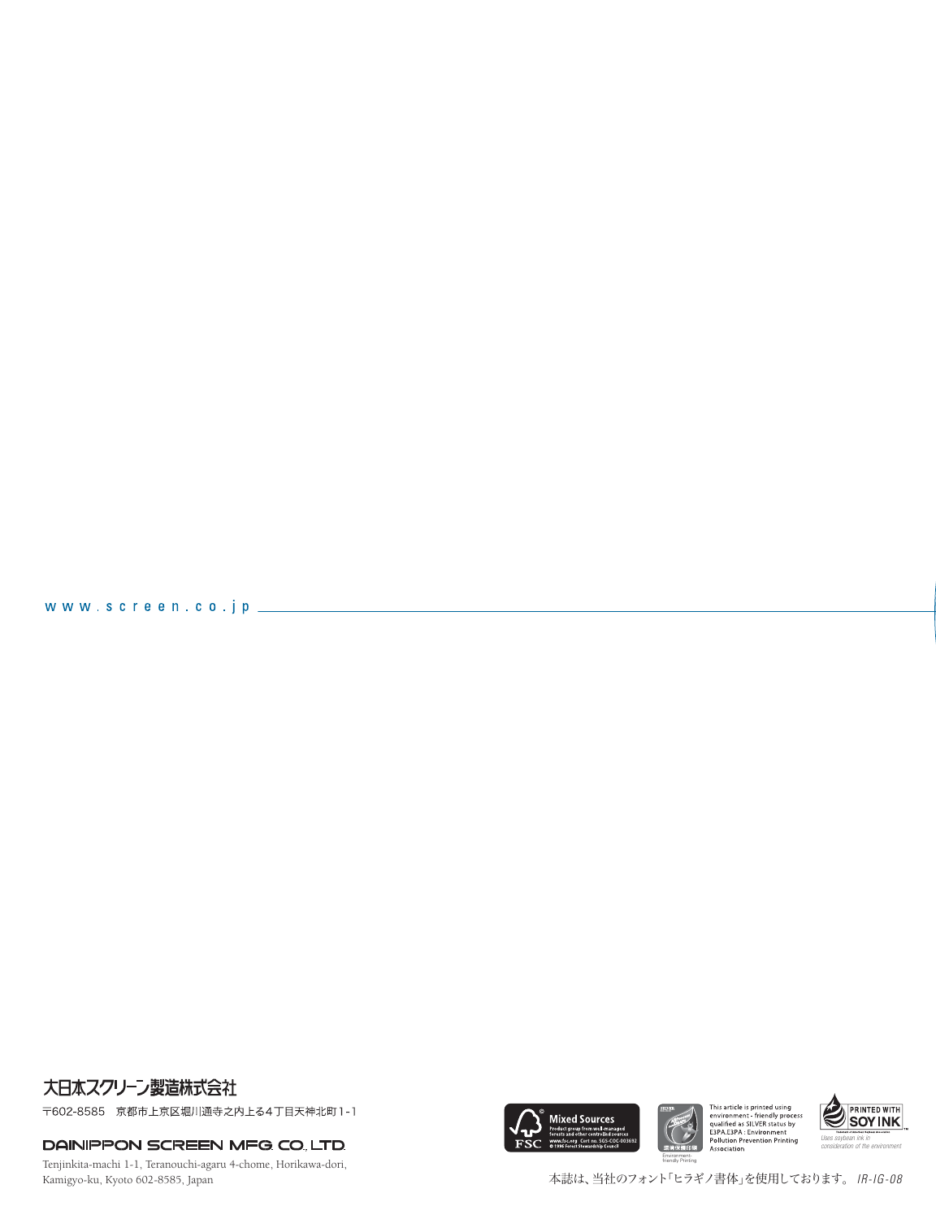www.screen.co.jp

大日本スクリーン製造株式会社

〒602-8585　京都市上京区堀川通寺之内上る4丁目天神北町1-1

DAINIPPON SCREEN MFG. CO., LTD.

Tenjinkita-machi 1-1, Teranouchi-agaru 4-chome, Horikawa-dori,
Kamigyo-ku, Kyoto 602-8585, Japan

Mixed Sources
Product group from well-managed forests and other controlled sources
www.fsc.org Cert no. SGS-COC-003692
© 1996 Forest Stewardship Council
FSC

Environment-friendly Printing

This article is printed using environment - friendly process qualified as SILVER status by E3PA.E3PA : Environment Pollution Prevention Printing Association

PRINTED WITH SOY INK

Uses soybean ink in consideration of the environment

本誌は、当社のフォント「ヒラギノ書体」を使用しております。 IR-IG-08